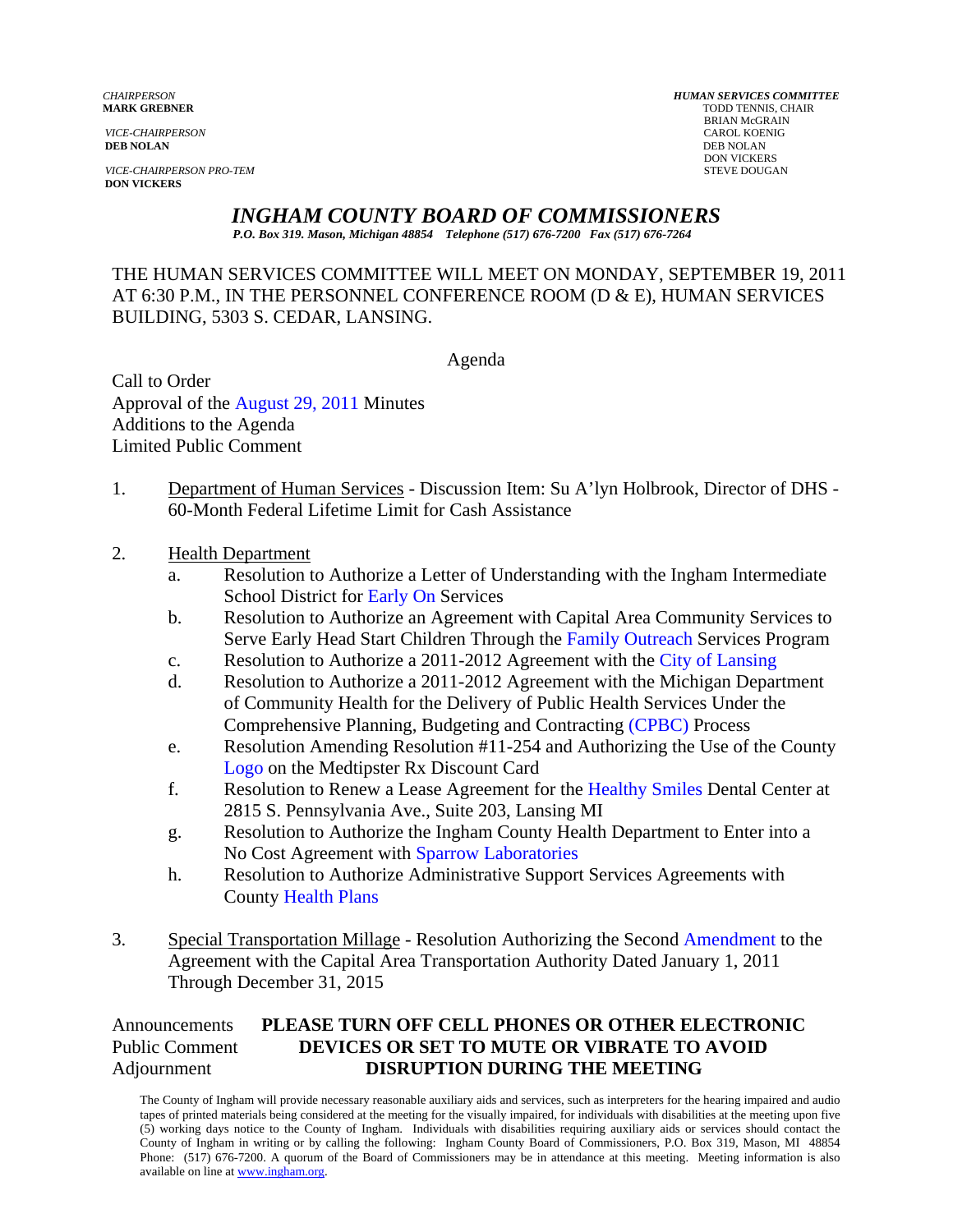*CHAIRPERSON*
**MARK GREBNER**

*VICE-CHAIRPERSON*
**DEB NOLAN**

*VICE-CHAIRPERSON PRO-TEM*
**DON VICKERS**

***HUMAN SERVICES COMMITTEE***
TODD TENNIS, CHAIR
BRIAN McGRAIN
CAROL KOENIG
DEB NOLAN
DON VICKERS
STEVE DOUGAN

# *INGHAM COUNTY BOARD OF COMMISSIONERS*

*P.O. Box 319. Mason, Michigan 48854 Telephone (517) 676-7200 Fax (517) 676-7264*

THE HUMAN SERVICES COMMITTEE WILL MEET ON MONDAY, SEPTEMBER 19, 2011 AT 6:30 P.M., IN THE PERSONNEL CONFERENCE ROOM (D & E), HUMAN SERVICES BUILDING, 5303 S. CEDAR, LANSING.

Agenda

Call to Order
Approval of the August 29, 2011 Minutes
Additions to the Agenda
Limited Public Comment

1. Department of Human Services - Discussion Item: Su A'lyn Holbrook, Director of DHS - 60-Month Federal Lifetime Limit for Cash Assistance

2. Health Department
   a. Resolution to Authorize a Letter of Understanding with the Ingham Intermediate School District for Early On Services
   b. Resolution to Authorize an Agreement with Capital Area Community Services to Serve Early Head Start Children Through the Family Outreach Services Program
   c. Resolution to Authorize a 2011-2012 Agreement with the City of Lansing
   d. Resolution to Authorize a 2011-2012 Agreement with the Michigan Department of Community Health for the Delivery of Public Health Services Under the Comprehensive Planning, Budgeting and Contracting (CPBC) Process
   e. Resolution Amending Resolution #11-254 and Authorizing the Use of the County Logo on the Medtipster Rx Discount Card
   f. Resolution to Renew a Lease Agreement for the Healthy Smiles Dental Center at 2815 S. Pennsylvania Ave., Suite 203, Lansing MI
   g. Resolution to Authorize the Ingham County Health Department to Enter into a No Cost Agreement with Sparrow Laboratories
   h. Resolution to Authorize Administrative Support Services Agreements with County Health Plans

3. Special Transportation Millage - Resolution Authorizing the Second Amendment to the Agreement with the Capital Area Transportation Authority Dated January 1, 2011 Through December 31, 2015

Announcements
Public Comment
Adjournment

**PLEASE TURN OFF CELL PHONES OR OTHER ELECTRONIC DEVICES OR SET TO MUTE OR VIBRATE TO AVOID DISRUPTION DURING THE MEETING**

The County of Ingham will provide necessary reasonable auxiliary aids and services, such as interpreters for the hearing impaired and audio tapes of printed materials being considered at the meeting for the visually impaired, for individuals with disabilities at the meeting upon five (5) working days notice to the County of Ingham. Individuals with disabilities requiring auxiliary aids or services should contact the County of Ingham in writing or by calling the following: Ingham County Board of Commissioners, P.O. Box 319, Mason, MI 48854 Phone: (517) 676-7200. A quorum of the Board of Commissioners may be in attendance at this meeting. Meeting information is also available on line at www.ingham.org.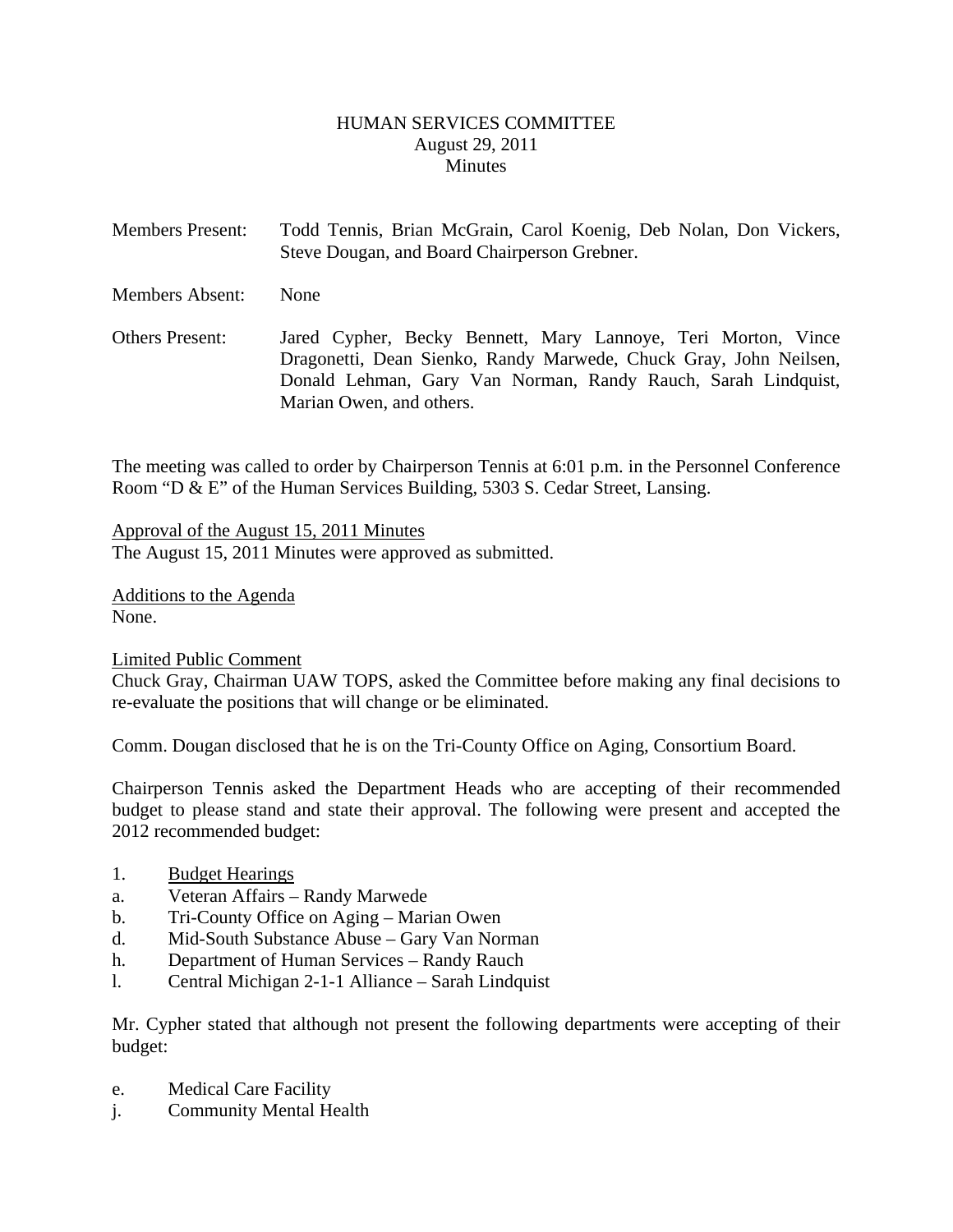HUMAN SERVICES COMMITTEE
August 29, 2011
Minutes

Members Present: Todd Tennis, Brian McGrain, Carol Koenig, Deb Nolan, Don Vickers, Steve Dougan, and Board Chairperson Grebner.

Members Absent: None

Others Present: Jared Cypher, Becky Bennett, Mary Lannoye, Teri Morton, Vince Dragonetti, Dean Sienko, Randy Marwede, Chuck Gray, John Neilsen, Donald Lehman, Gary Van Norman, Randy Rauch, Sarah Lindquist, Marian Owen, and others.

The meeting was called to order by Chairperson Tennis at 6:01 p.m. in the Personnel Conference Room "D & E" of the Human Services Building, 5303 S. Cedar Street, Lansing.

Approval of the August 15, 2011 Minutes
The August 15, 2011 Minutes were approved as submitted.

Additions to the Agenda
None.

Limited Public Comment
Chuck Gray, Chairman UAW TOPS, asked the Committee before making any final decisions to re-evaluate the positions that will change or be eliminated.

Comm. Dougan disclosed that he is on the Tri-County Office on Aging, Consortium Board.

Chairperson Tennis asked the Department Heads who are accepting of their recommended budget to please stand and state their approval. The following were present and accepted the 2012 recommended budget:

1. Budget Hearings
a. Veteran Affairs – Randy Marwede
b. Tri-County Office on Aging – Marian Owen
d. Mid-South Substance Abuse – Gary Van Norman
h. Department of Human Services – Randy Rauch
l. Central Michigan 2-1-1 Alliance – Sarah Lindquist

Mr. Cypher stated that although not present the following departments were accepting of their budget:

e. Medical Care Facility
j. Community Mental Health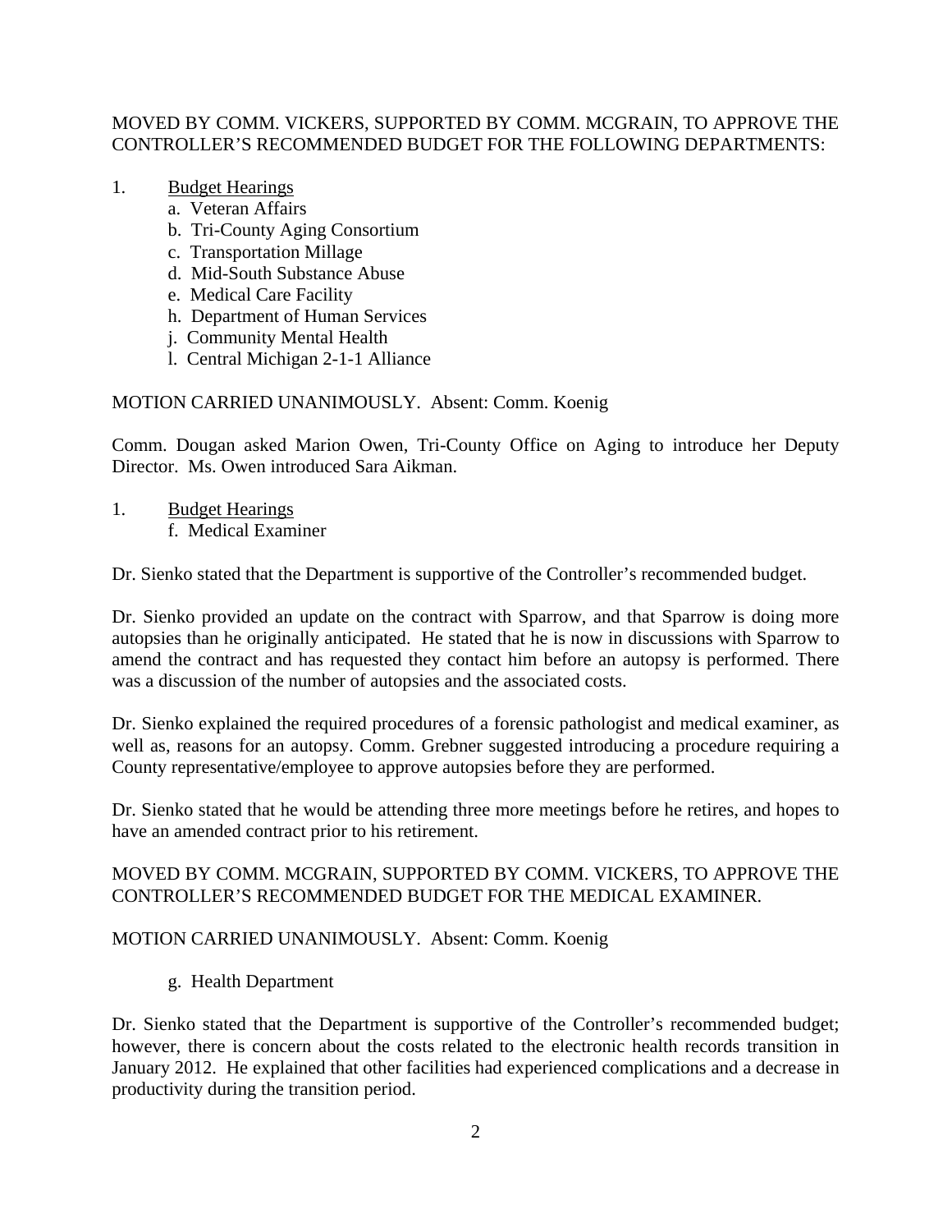MOVED BY COMM. VICKERS, SUPPORTED BY COMM. MCGRAIN, TO APPROVE THE CONTROLLER'S RECOMMENDED BUDGET FOR THE FOLLOWING DEPARTMENTS:

1. Budget Hearings
   - a. Veteran Affairs
   - b. Tri-County Aging Consortium
   - c. Transportation Millage
   - d. Mid-South Substance Abuse
   - e. Medical Care Facility
   - h. Department of Human Services
   - j. Community Mental Health
   - l. Central Michigan 2-1-1 Alliance

MOTION CARRIED UNANIMOUSLY. Absent: Comm. Koenig

Comm. Dougan asked Marion Owen, Tri-County Office on Aging to introduce her Deputy Director. Ms. Owen introduced Sara Aikman.

1. Budget Hearings
   - f. Medical Examiner

Dr. Sienko stated that the Department is supportive of the Controller's recommended budget.

Dr. Sienko provided an update on the contract with Sparrow, and that Sparrow is doing more autopsies than he originally anticipated. He stated that he is now in discussions with Sparrow to amend the contract and has requested they contact him before an autopsy is performed. There was a discussion of the number of autopsies and the associated costs.

Dr. Sienko explained the required procedures of a forensic pathologist and medical examiner, as well as, reasons for an autopsy. Comm. Grebner suggested introducing a procedure requiring a County representative/employee to approve autopsies before they are performed.

Dr. Sienko stated that he would be attending three more meetings before he retires, and hopes to have an amended contract prior to his retirement.

MOVED BY COMM. MCGRAIN, SUPPORTED BY COMM. VICKERS, TO APPROVE THE CONTROLLER'S RECOMMENDED BUDGET FOR THE MEDICAL EXAMINER.

MOTION CARRIED UNANIMOUSLY. Absent: Comm. Koenig

   - g. Health Department

Dr. Sienko stated that the Department is supportive of the Controller's recommended budget; however, there is concern about the costs related to the electronic health records transition in January 2012. He explained that other facilities had experienced complications and a decrease in productivity during the transition period.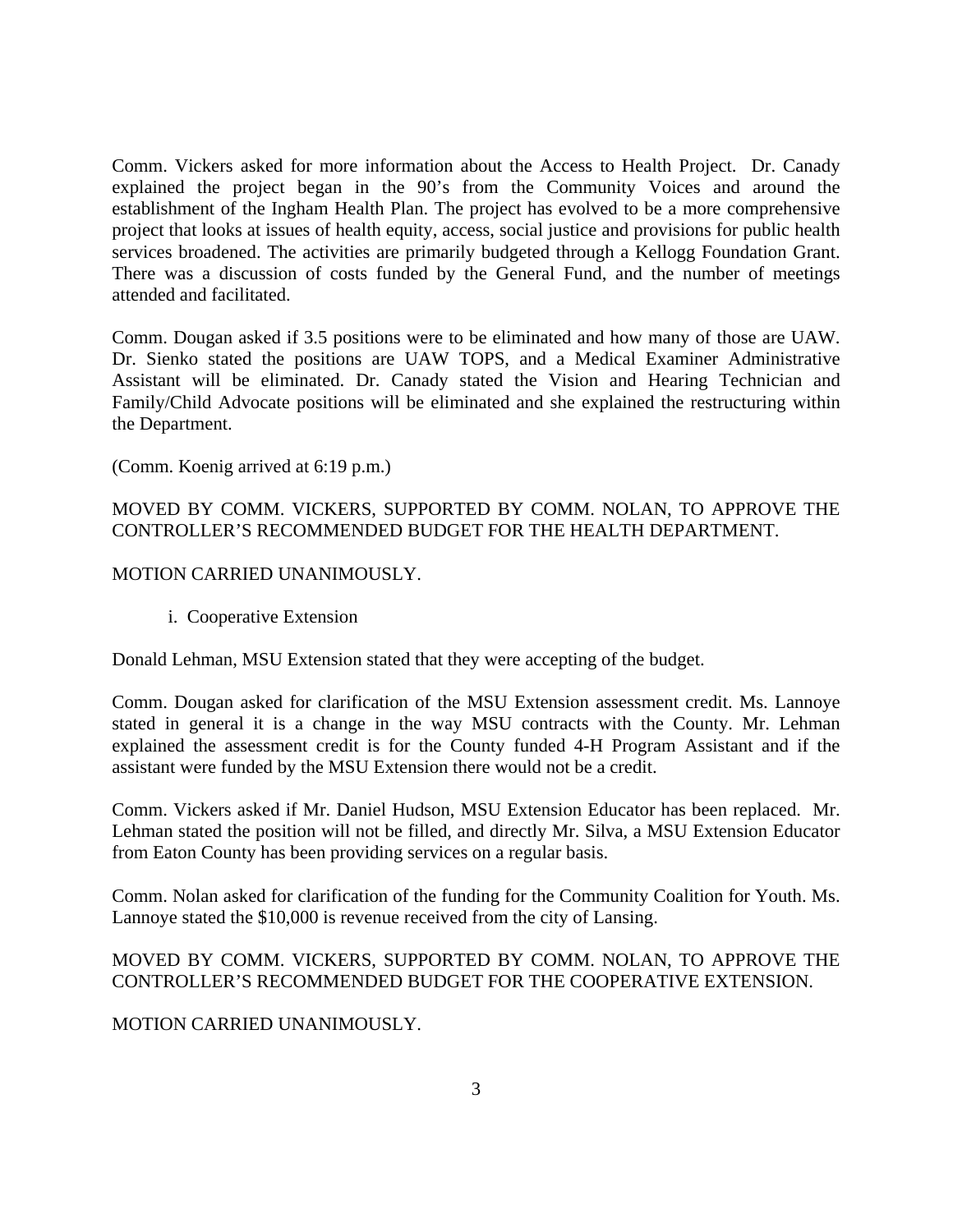Comm. Vickers asked for more information about the Access to Health Project. Dr. Canady explained the project began in the 90's from the Community Voices and around the establishment of the Ingham Health Plan. The project has evolved to be a more comprehensive project that looks at issues of health equity, access, social justice and provisions for public health services broadened. The activities are primarily budgeted through a Kellogg Foundation Grant. There was a discussion of costs funded by the General Fund, and the number of meetings attended and facilitated.

Comm. Dougan asked if 3.5 positions were to be eliminated and how many of those are UAW. Dr. Sienko stated the positions are UAW TOPS, and a Medical Examiner Administrative Assistant will be eliminated. Dr. Canady stated the Vision and Hearing Technician and Family/Child Advocate positions will be eliminated and she explained the restructuring within the Department.

(Comm. Koenig arrived at 6:19 p.m.)

MOVED BY COMM. VICKERS, SUPPORTED BY COMM. NOLAN, TO APPROVE THE CONTROLLER'S RECOMMENDED BUDGET FOR THE HEALTH DEPARTMENT.

MOTION CARRIED UNANIMOUSLY.

i. Cooperative Extension

Donald Lehman, MSU Extension stated that they were accepting of the budget.

Comm. Dougan asked for clarification of the MSU Extension assessment credit. Ms. Lannoye stated in general it is a change in the way MSU contracts with the County. Mr. Lehman explained the assessment credit is for the County funded 4-H Program Assistant and if the assistant were funded by the MSU Extension there would not be a credit.

Comm. Vickers asked if Mr. Daniel Hudson, MSU Extension Educator has been replaced. Mr. Lehman stated the position will not be filled, and directly Mr. Silva, a MSU Extension Educator from Eaton County has been providing services on a regular basis.

Comm. Nolan asked for clarification of the funding for the Community Coalition for Youth. Ms. Lannoye stated the $10,000 is revenue received from the city of Lansing.

MOVED BY COMM. VICKERS, SUPPORTED BY COMM. NOLAN, TO APPROVE THE CONTROLLER'S RECOMMENDED BUDGET FOR THE COOPERATIVE EXTENSION.

MOTION CARRIED UNANIMOUSLY.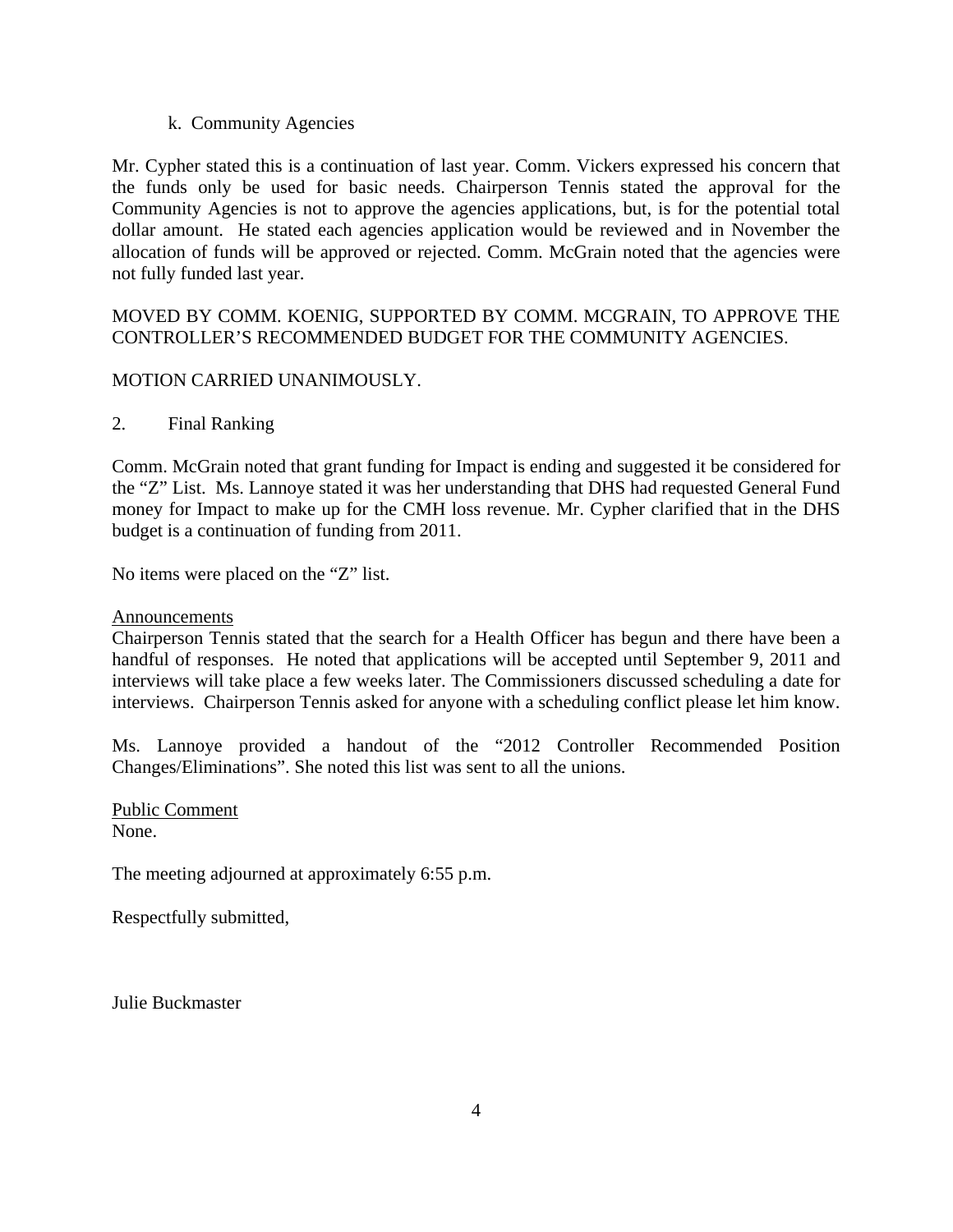k. Community Agencies

Mr. Cypher stated this is a continuation of last year. Comm. Vickers expressed his concern that the funds only be used for basic needs. Chairperson Tennis stated the approval for the Community Agencies is not to approve the agencies applications, but, is for the potential total dollar amount. He stated each agencies application would be reviewed and in November the allocation of funds will be approved or rejected. Comm. McGrain noted that the agencies were not fully funded last year.

MOVED BY COMM. KOENIG, SUPPORTED BY COMM. MCGRAIN, TO APPROVE THE CONTROLLER'S RECOMMENDED BUDGET FOR THE COMMUNITY AGENCIES.

MOTION CARRIED UNANIMOUSLY.

2. Final Ranking

Comm. McGrain noted that grant funding for Impact is ending and suggested it be considered for the "Z" List. Ms. Lannoye stated it was her understanding that DHS had requested General Fund money for Impact to make up for the CMH loss revenue. Mr. Cypher clarified that in the DHS budget is a continuation of funding from 2011.

No items were placed on the "Z" list.

Announcements

Chairperson Tennis stated that the search for a Health Officer has begun and there have been a handful of responses. He noted that applications will be accepted until September 9, 2011 and interviews will take place a few weeks later. The Commissioners discussed scheduling a date for interviews. Chairperson Tennis asked for anyone with a scheduling conflict please let him know.

Ms. Lannoye provided a handout of the "2012 Controller Recommended Position Changes/Eliminations". She noted this list was sent to all the unions.

Public Comment

None.

The meeting adjourned at approximately 6:55 p.m.

Respectfully submitted,

Julie Buckmaster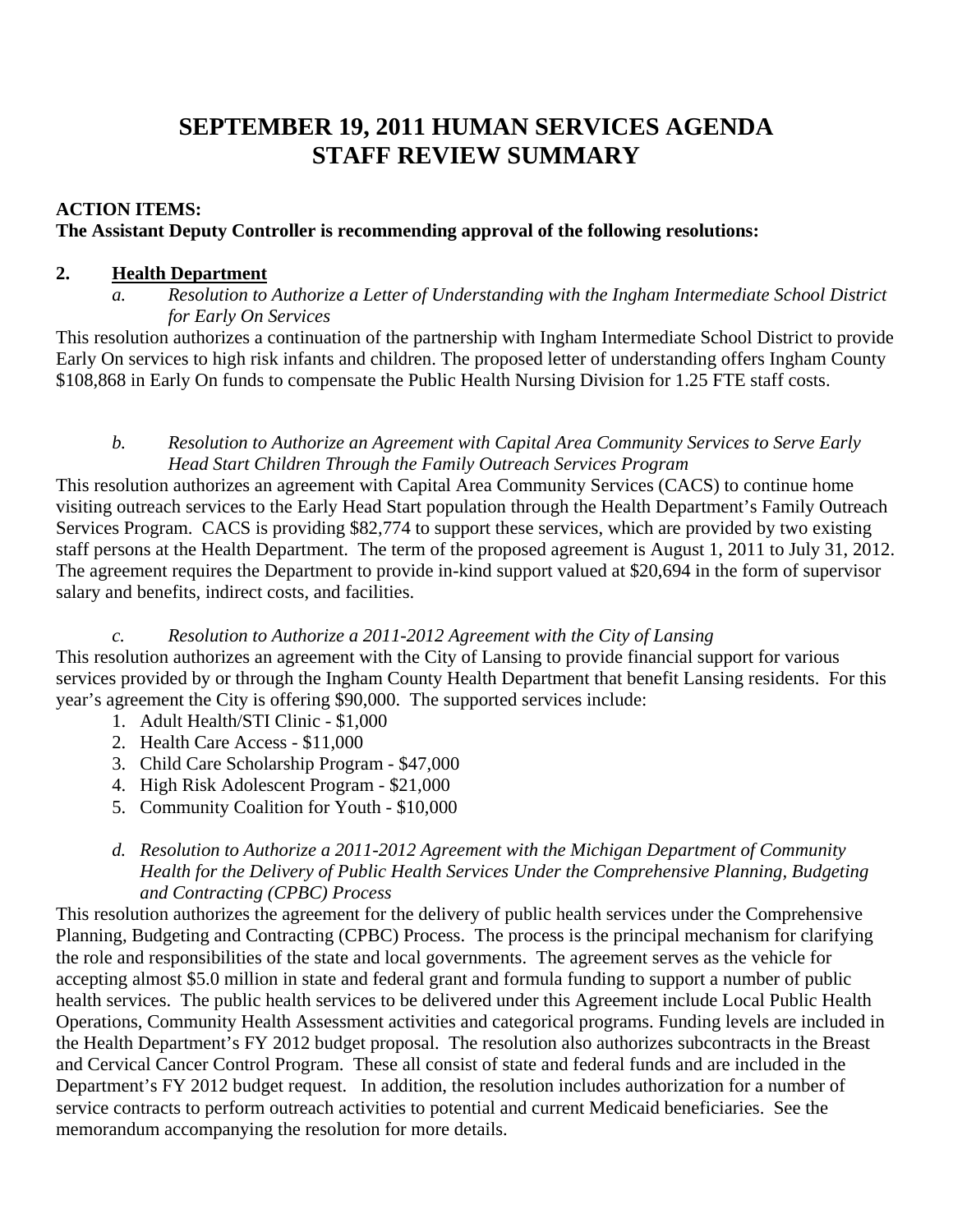# SEPTEMBER 19, 2011 HUMAN SERVICES AGENDA
# STAFF REVIEW SUMMARY

**ACTION ITEMS:**
**The Assistant Deputy Controller is recommending approval of the following resolutions:**

**2. Health Department**

*a. Resolution to Authorize a Letter of Understanding with the Ingham Intermediate School District for Early On Services*

This resolution authorizes a continuation of the partnership with Ingham Intermediate School District to provide Early On services to high risk infants and children. The proposed letter of understanding offers Ingham County $108,868 in Early On funds to compensate the Public Health Nursing Division for 1.25 FTE staff costs.

*b. Resolution to Authorize an Agreement with Capital Area Community Services to Serve Early Head Start Children Through the Family Outreach Services Program*

This resolution authorizes an agreement with Capital Area Community Services (CACS) to continue home visiting outreach services to the Early Head Start population through the Health Department's Family Outreach Services Program. CACS is providing $82,774 to support these services, which are provided by two existing staff persons at the Health Department. The term of the proposed agreement is August 1, 2011 to July 31, 2012. The agreement requires the Department to provide in-kind support valued at $20,694 in the form of supervisor salary and benefits, indirect costs, and facilities.

*c. Resolution to Authorize a 2011-2012 Agreement with the City of Lansing*

This resolution authorizes an agreement with the City of Lansing to provide financial support for various services provided by or through the Ingham County Health Department that benefit Lansing residents. For this year's agreement the City is offering $90,000. The supported services include:

1. Adult Health/STI Clinic - $1,000
2. Health Care Access - $11,000
3. Child Care Scholarship Program - $47,000
4. High Risk Adolescent Program - $21,000
5. Community Coalition for Youth - $10,000

*d. Resolution to Authorize a 2011-2012 Agreement with the Michigan Department of Community Health for the Delivery of Public Health Services Under the Comprehensive Planning, Budgeting and Contracting (CPBC) Process*

This resolution authorizes the agreement for the delivery of public health services under the Comprehensive Planning, Budgeting and Contracting (CPBC) Process. The process is the principal mechanism for clarifying the role and responsibilities of the state and local governments. The agreement serves as the vehicle for accepting almost $5.0 million in state and federal grant and formula funding to support a number of public health services. The public health services to be delivered under this Agreement include Local Public Health Operations, Community Health Assessment activities and categorical programs. Funding levels are included in the Health Department's FY 2012 budget proposal. The resolution also authorizes subcontracts in the Breast and Cervical Cancer Control Program. These all consist of state and federal funds and are included in the Department's FY 2012 budget request. In addition, the resolution includes authorization for a number of service contracts to perform outreach activities to potential and current Medicaid beneficiaries. See the memorandum accompanying the resolution for more details.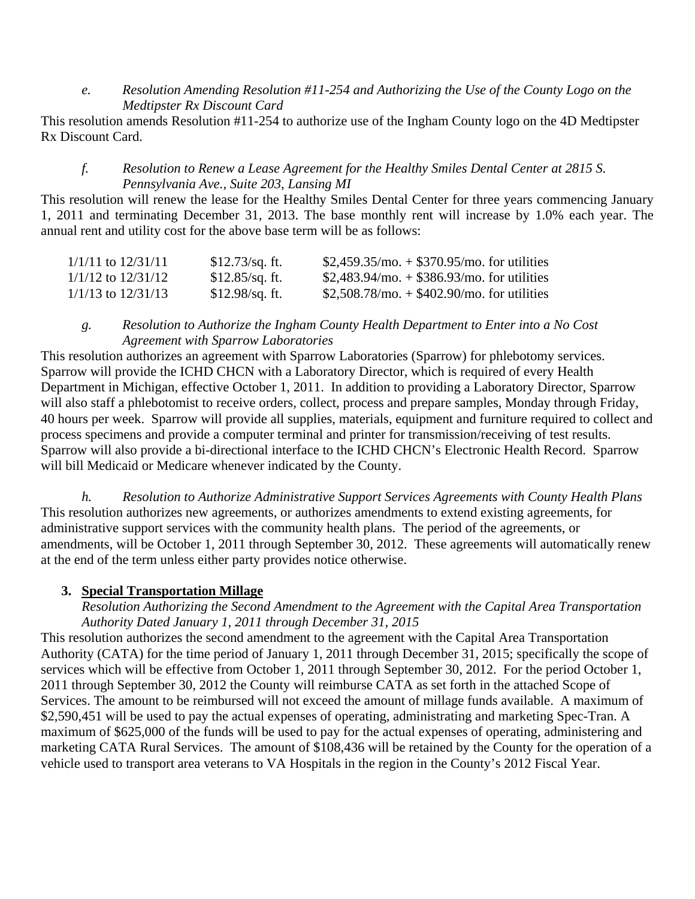*e. Resolution Amending Resolution #11-254 and Authorizing the Use of the County Logo on the Medtipster Rx Discount Card*

This resolution amends Resolution #11-254 to authorize use of the Ingham County logo on the 4D Medtipster Rx Discount Card.

*f. Resolution to Renew a Lease Agreement for the Healthy Smiles Dental Center at 2815 S. Pennsylvania Ave., Suite 203, Lansing MI*

This resolution will renew the lease for the Healthy Smiles Dental Center for three years commencing January 1, 2011 and terminating December 31, 2013. The base monthly rent will increase by 1.0% each year. The annual rent and utility cost for the above base term will be as follows:

| | | |
|---|---|---|
| 1/1/11 to 12/31/11 | $12.73/sq. ft. | $2,459.35/mo. + $370.95/mo. for utilities |
| 1/1/12 to 12/31/12 | $12.85/sq. ft. | $2,483.94/mo. + $386.93/mo. for utilities |
| 1/1/13 to 12/31/13 | $12.98/sq. ft. | $2,508.78/mo. + $402.90/mo. for utilities |

*g. Resolution to Authorize the Ingham County Health Department to Enter into a No Cost Agreement with Sparrow Laboratories*

This resolution authorizes an agreement with Sparrow Laboratories (Sparrow) for phlebotomy services. Sparrow will provide the ICHD CHCN with a Laboratory Director, which is required of every Health Department in Michigan, effective October 1, 2011. In addition to providing a Laboratory Director, Sparrow will also staff a phlebotomist to receive orders, collect, process and prepare samples, Monday through Friday, 40 hours per week. Sparrow will provide all supplies, materials, equipment and furniture required to collect and process specimens and provide a computer terminal and printer for transmission/receiving of test results. Sparrow will also provide a bi-directional interface to the ICHD CHCN's Electronic Health Record. Sparrow will bill Medicaid or Medicare whenever indicated by the County.

*h. Resolution to Authorize Administrative Support Services Agreements with County Health Plans*

This resolution authorizes new agreements, or authorizes amendments to extend existing agreements, for administrative support services with the community health plans. The period of the agreements, or amendments, will be October 1, 2011 through September 30, 2012. These agreements will automatically renew at the end of the term unless either party provides notice otherwise.

**3. Special Transportation Millage**

*Resolution Authorizing the Second Amendment to the Agreement with the Capital Area Transportation Authority Dated January 1, 2011 through December 31, 2015*

This resolution authorizes the second amendment to the agreement with the Capital Area Transportation Authority (CATA) for the time period of January 1, 2011 through December 31, 2015; specifically the scope of services which will be effective from October 1, 2011 through September 30, 2012. For the period October 1, 2011 through September 30, 2012 the County will reimburse CATA as set forth in the attached Scope of Services. The amount to be reimbursed will not exceed the amount of millage funds available. A maximum of $2,590,451 will be used to pay the actual expenses of operating, administrating and marketing Spec-Tran. A maximum of $625,000 of the funds will be used to pay for the actual expenses of operating, administering and marketing CATA Rural Services. The amount of $108,436 will be retained by the County for the operation of a vehicle used to transport area veterans to VA Hospitals in the region in the County's 2012 Fiscal Year.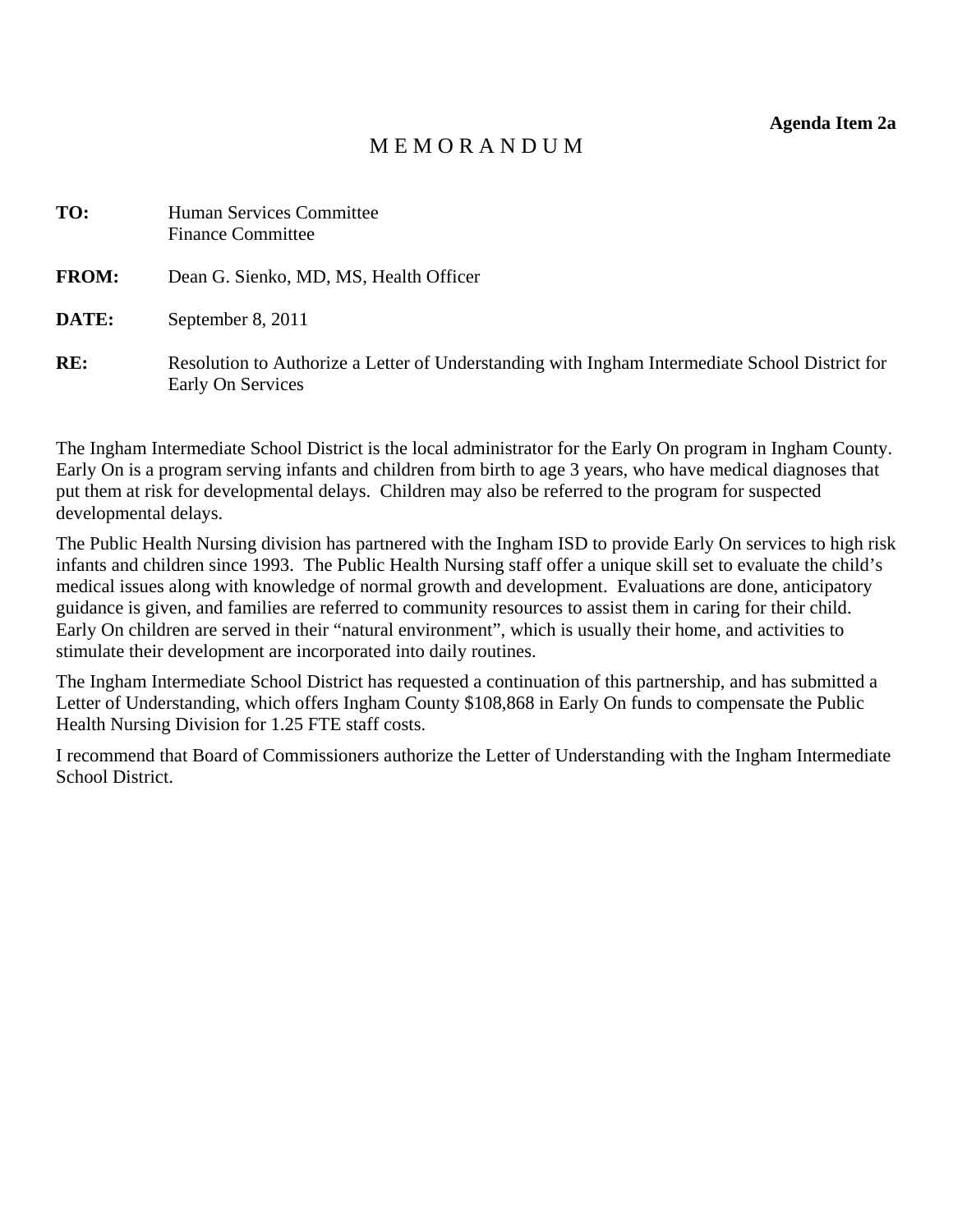**Agenda Item 2a**

# M E M O R A N D U M

**TO:** Human Services Committee
Finance Committee

**FROM:** Dean G. Sienko, MD, MS, Health Officer

**DATE:** September 8, 2011

**RE:** Resolution to Authorize a Letter of Understanding with Ingham Intermediate School District for Early On Services

The Ingham Intermediate School District is the local administrator for the Early On program in Ingham County. Early On is a program serving infants and children from birth to age 3 years, who have medical diagnoses that put them at risk for developmental delays. Children may also be referred to the program for suspected developmental delays.

The Public Health Nursing division has partnered with the Ingham ISD to provide Early On services to high risk infants and children since 1993. The Public Health Nursing staff offer a unique skill set to evaluate the child's medical issues along with knowledge of normal growth and development. Evaluations are done, anticipatory guidance is given, and families are referred to community resources to assist them in caring for their child. Early On children are served in their "natural environment", which is usually their home, and activities to stimulate their development are incorporated into daily routines.

The Ingham Intermediate School District has requested a continuation of this partnership, and has submitted a Letter of Understanding, which offers Ingham County $108,868 in Early On funds to compensate the Public Health Nursing Division for 1.25 FTE staff costs.

I recommend that Board of Commissioners authorize the Letter of Understanding with the Ingham Intermediate School District.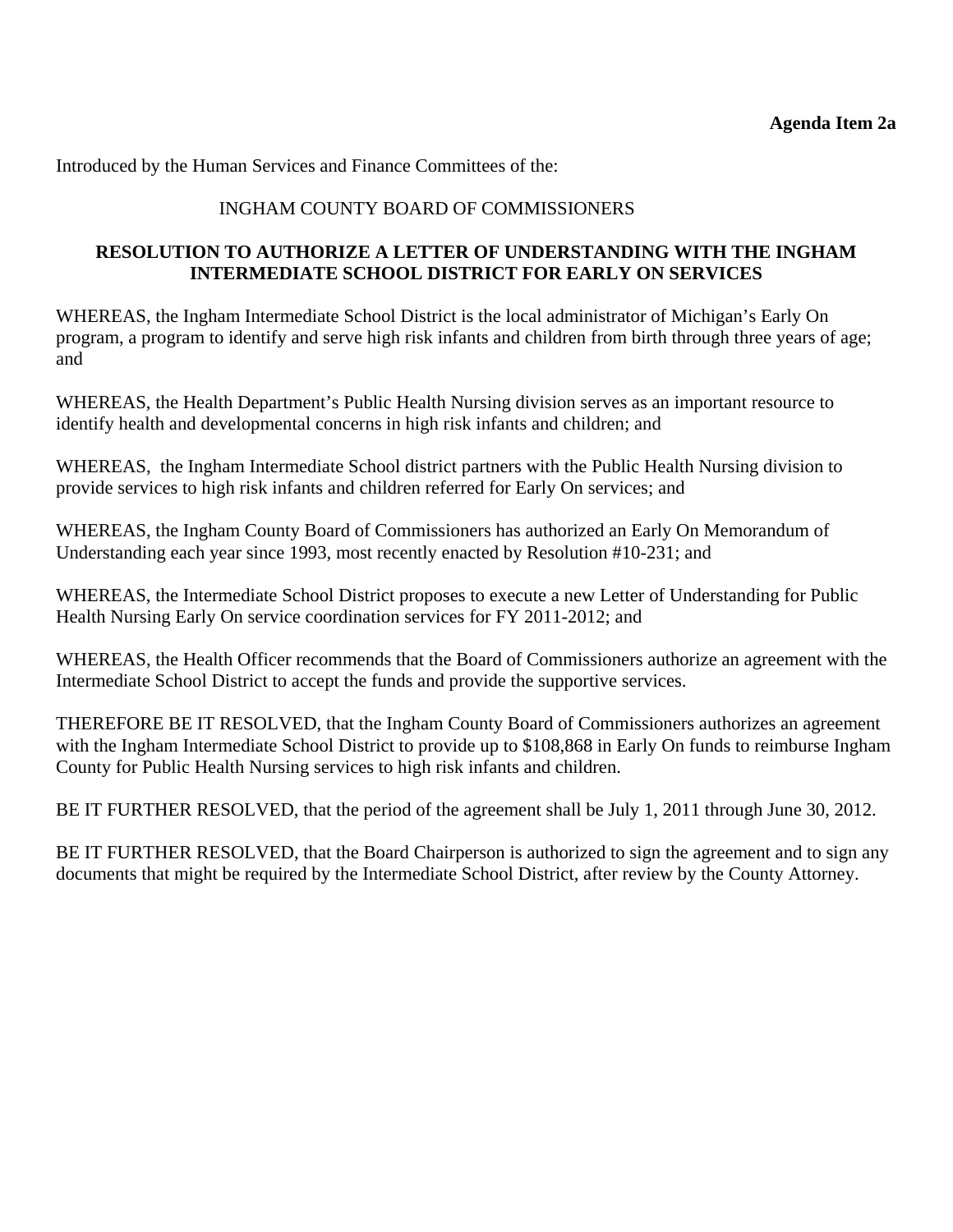**Agenda Item 2a**

Introduced by the Human Services and Finance Committees of the:

INGHAM COUNTY BOARD OF COMMISSIONERS

**RESOLUTION TO AUTHORIZE A LETTER OF UNDERSTANDING WITH THE INGHAM INTERMEDIATE SCHOOL DISTRICT FOR EARLY ON SERVICES**

WHEREAS, the Ingham Intermediate School District is the local administrator of Michigan's Early On program, a program to identify and serve high risk infants and children from birth through three years of age; and

WHEREAS, the Health Department's Public Health Nursing division serves as an important resource to identify health and developmental concerns in high risk infants and children; and

WHEREAS, the Ingham Intermediate School district partners with the Public Health Nursing division to provide services to high risk infants and children referred for Early On services; and

WHEREAS, the Ingham County Board of Commissioners has authorized an Early On Memorandum of Understanding each year since 1993, most recently enacted by Resolution #10-231; and

WHEREAS, the Intermediate School District proposes to execute a new Letter of Understanding for Public Health Nursing Early On service coordination services for FY 2011-2012; and

WHEREAS, the Health Officer recommends that the Board of Commissioners authorize an agreement with the Intermediate School District to accept the funds and provide the supportive services.

THEREFORE BE IT RESOLVED, that the Ingham County Board of Commissioners authorizes an agreement with the Ingham Intermediate School District to provide up to $108,868 in Early On funds to reimburse Ingham County for Public Health Nursing services to high risk infants and children.

BE IT FURTHER RESOLVED, that the period of the agreement shall be July 1, 2011 through June 30, 2012.

BE IT FURTHER RESOLVED, that the Board Chairperson is authorized to sign the agreement and to sign any documents that might be required by the Intermediate School District, after review by the County Attorney.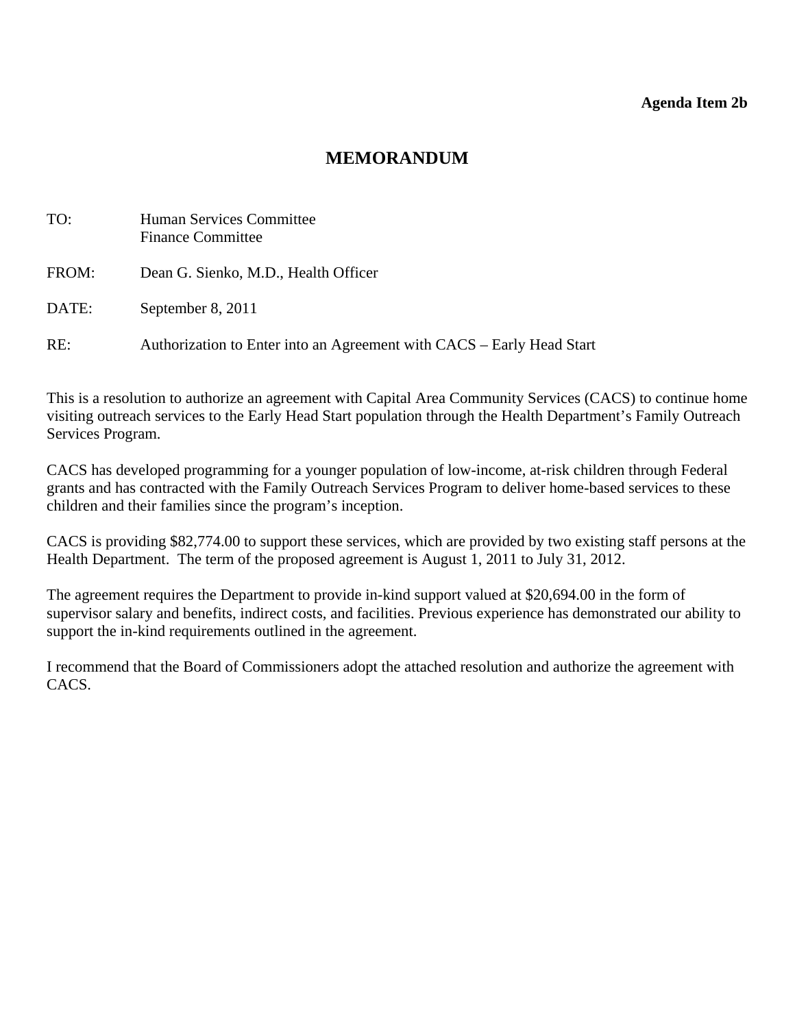**Agenda Item 2b**

# MEMORANDUM

TO: Human Services Committee
Finance Committee

FROM: Dean G. Sienko, M.D., Health Officer

DATE: September 8, 2011

RE: Authorization to Enter into an Agreement with CACS – Early Head Start

This is a resolution to authorize an agreement with Capital Area Community Services (CACS) to continue home visiting outreach services to the Early Head Start population through the Health Department's Family Outreach Services Program.

CACS has developed programming for a younger population of low-income, at-risk children through Federal grants and has contracted with the Family Outreach Services Program to deliver home-based services to these children and their families since the program's inception.

CACS is providing $82,774.00 to support these services, which are provided by two existing staff persons at the Health Department. The term of the proposed agreement is August 1, 2011 to July 31, 2012.

The agreement requires the Department to provide in-kind support valued at $20,694.00 in the form of supervisor salary and benefits, indirect costs, and facilities. Previous experience has demonstrated our ability to support the in-kind requirements outlined in the agreement.

I recommend that the Board of Commissioners adopt the attached resolution and authorize the agreement with CACS.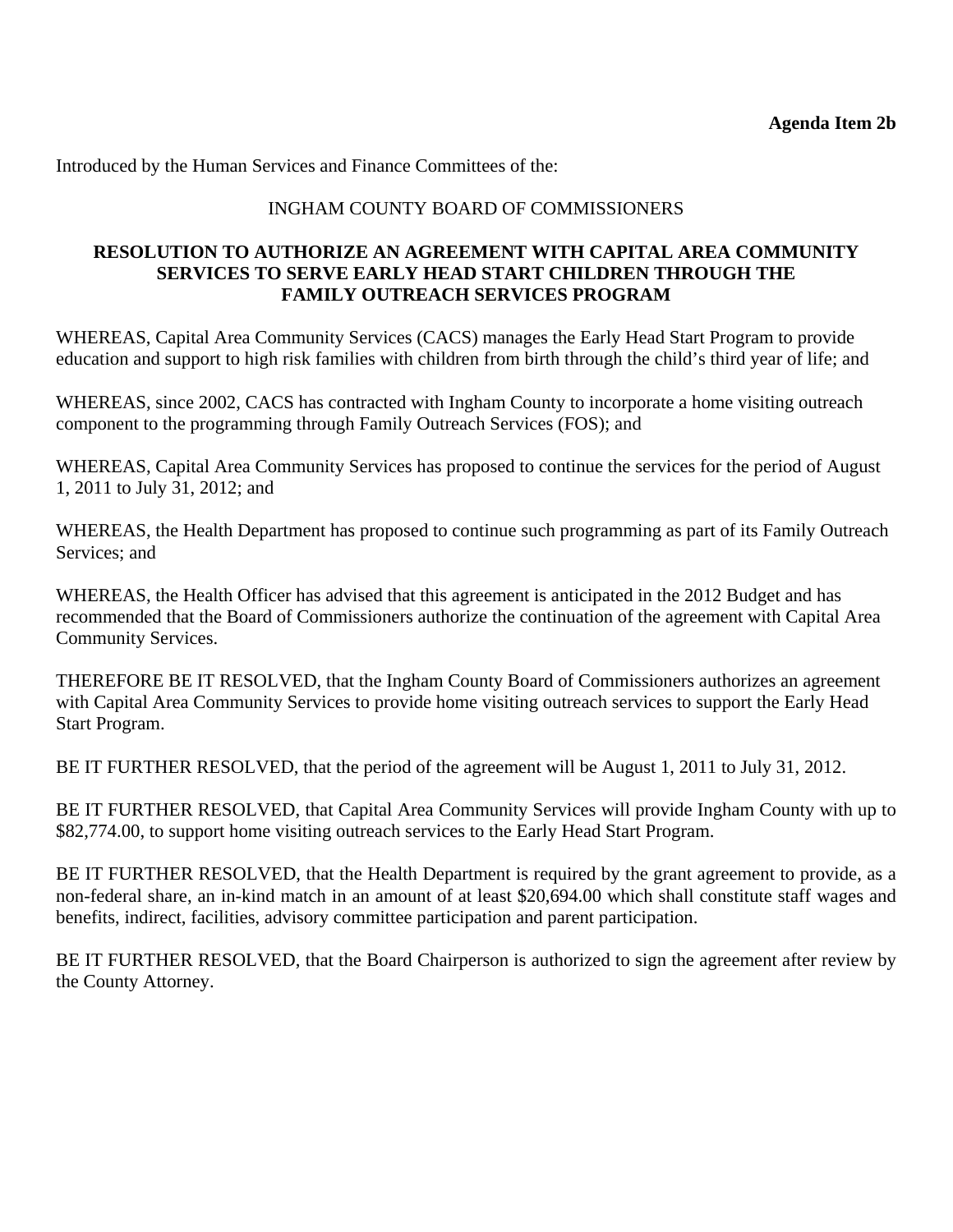**Agenda Item 2b**

Introduced by the Human Services and Finance Committees of the:

INGHAM COUNTY BOARD OF COMMISSIONERS

**RESOLUTION TO AUTHORIZE AN AGREEMENT WITH CAPITAL AREA COMMUNITY SERVICES TO SERVE EARLY HEAD START CHILDREN THROUGH THE FAMILY OUTREACH SERVICES PROGRAM**

WHEREAS, Capital Area Community Services (CACS) manages the Early Head Start Program to provide education and support to high risk families with children from birth through the child's third year of life; and

WHEREAS, since 2002, CACS has contracted with Ingham County to incorporate a home visiting outreach component to the programming through Family Outreach Services (FOS); and

WHEREAS, Capital Area Community Services has proposed to continue the services for the period of August 1, 2011 to July 31, 2012; and

WHEREAS, the Health Department has proposed to continue such programming as part of its Family Outreach Services; and

WHEREAS, the Health Officer has advised that this agreement is anticipated in the 2012 Budget and has recommended that the Board of Commissioners authorize the continuation of the agreement with Capital Area Community Services.

THEREFORE BE IT RESOLVED, that the Ingham County Board of Commissioners authorizes an agreement with Capital Area Community Services to provide home visiting outreach services to support the Early Head Start Program.

BE IT FURTHER RESOLVED, that the period of the agreement will be August 1, 2011 to July 31, 2012.

BE IT FURTHER RESOLVED, that Capital Area Community Services will provide Ingham County with up to $82,774.00, to support home visiting outreach services to the Early Head Start Program.

BE IT FURTHER RESOLVED, that the Health Department is required by the grant agreement to provide, as a non-federal share, an in-kind match in an amount of at least $20,694.00 which shall constitute staff wages and benefits, indirect, facilities, advisory committee participation and parent participation.

BE IT FURTHER RESOLVED, that the Board Chairperson is authorized to sign the agreement after review by the County Attorney.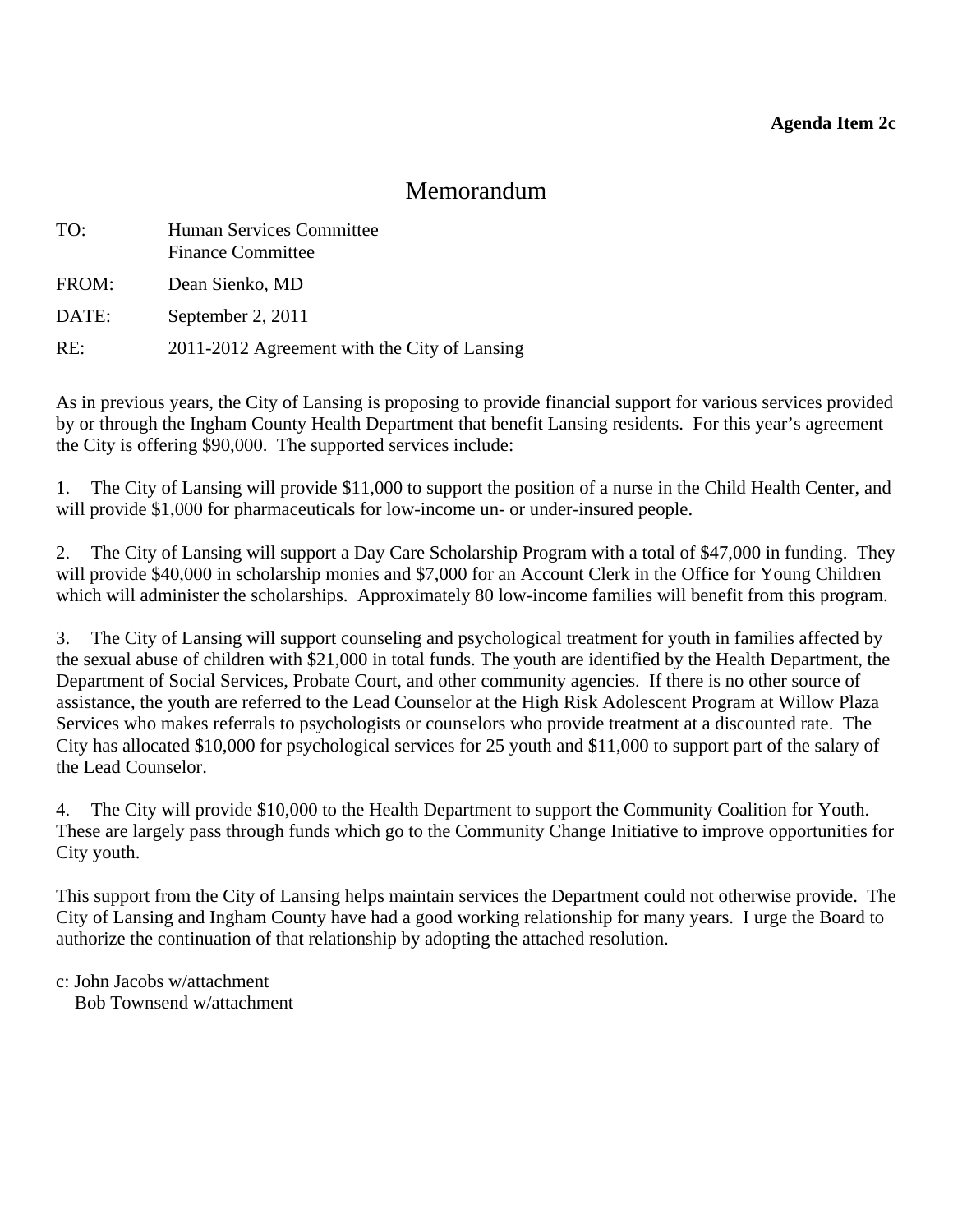**Agenda Item 2c**

# Memorandum

TO: Human Services Committee
Finance Committee

FROM: Dean Sienko, MD

DATE: September 2, 2011

RE: 2011-2012 Agreement with the City of Lansing

As in previous years, the City of Lansing is proposing to provide financial support for various services provided by or through the Ingham County Health Department that benefit Lansing residents. For this year's agreement the City is offering $90,000. The supported services include:

1. The City of Lansing will provide $11,000 to support the position of a nurse in the Child Health Center, and will provide $1,000 for pharmaceuticals for low-income un- or under-insured people.

2. The City of Lansing will support a Day Care Scholarship Program with a total of $47,000 in funding. They will provide $40,000 in scholarship monies and $7,000 for an Account Clerk in the Office for Young Children which will administer the scholarships. Approximately 80 low-income families will benefit from this program.

3. The City of Lansing will support counseling and psychological treatment for youth in families affected by the sexual abuse of children with $21,000 in total funds. The youth are identified by the Health Department, the Department of Social Services, Probate Court, and other community agencies. If there is no other source of assistance, the youth are referred to the Lead Counselor at the High Risk Adolescent Program at Willow Plaza Services who makes referrals to psychologists or counselors who provide treatment at a discounted rate. The City has allocated $10,000 for psychological services for 25 youth and $11,000 to support part of the salary of the Lead Counselor.

4. The City will provide $10,000 to the Health Department to support the Community Coalition for Youth. These are largely pass through funds which go to the Community Change Initiative to improve opportunities for City youth.

This support from the City of Lansing helps maintain services the Department could not otherwise provide. The City of Lansing and Ingham County have had a good working relationship for many years. I urge the Board to authorize the continuation of that relationship by adopting the attached resolution.

c: John Jacobs w/attachment
Bob Townsend w/attachment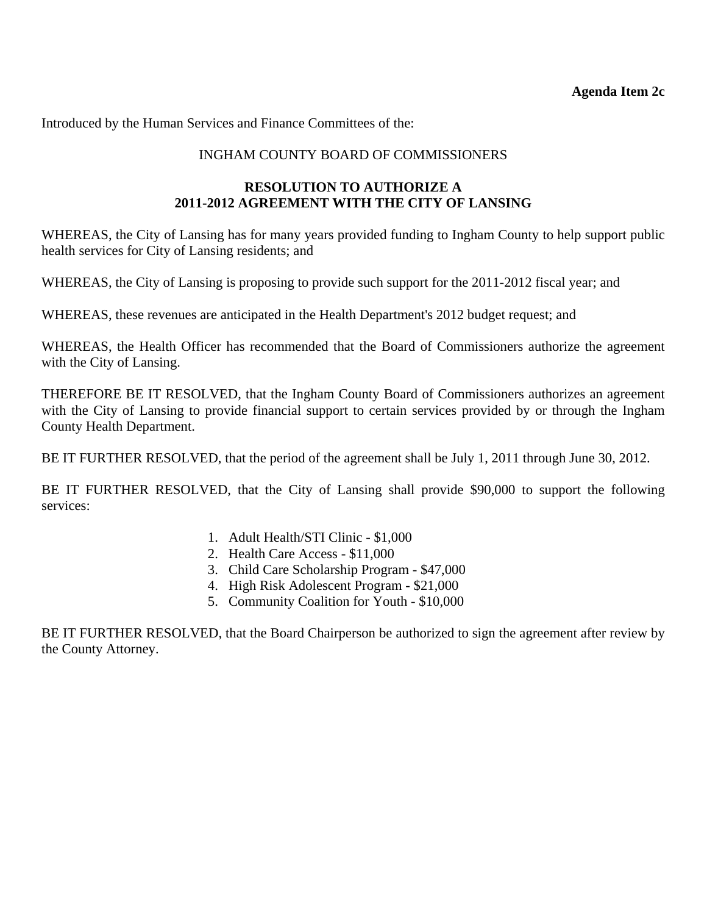**Agenda Item 2c**

Introduced by the Human Services and Finance Committees of the:

INGHAM COUNTY BOARD OF COMMISSIONERS

**RESOLUTION TO AUTHORIZE A 2011-2012 AGREEMENT WITH THE CITY OF LANSING**

WHEREAS, the City of Lansing has for many years provided funding to Ingham County to help support public health services for City of Lansing residents; and

WHEREAS, the City of Lansing is proposing to provide such support for the 2011-2012 fiscal year; and

WHEREAS, these revenues are anticipated in the Health Department's 2012 budget request; and

WHEREAS, the Health Officer has recommended that the Board of Commissioners authorize the agreement with the City of Lansing.

THEREFORE BE IT RESOLVED, that the Ingham County Board of Commissioners authorizes an agreement with the City of Lansing to provide financial support to certain services provided by or through the Ingham County Health Department.

BE IT FURTHER RESOLVED, that the period of the agreement shall be July 1, 2011 through June 30, 2012.

BE IT FURTHER RESOLVED, that the City of Lansing shall provide $90,000 to support the following services:

1. Adult Health/STI Clinic - $1,000
2. Health Care Access - $11,000
3. Child Care Scholarship Program - $47,000
4. High Risk Adolescent Program - $21,000
5. Community Coalition for Youth - $10,000

BE IT FURTHER RESOLVED, that the Board Chairperson be authorized to sign the agreement after review by the County Attorney.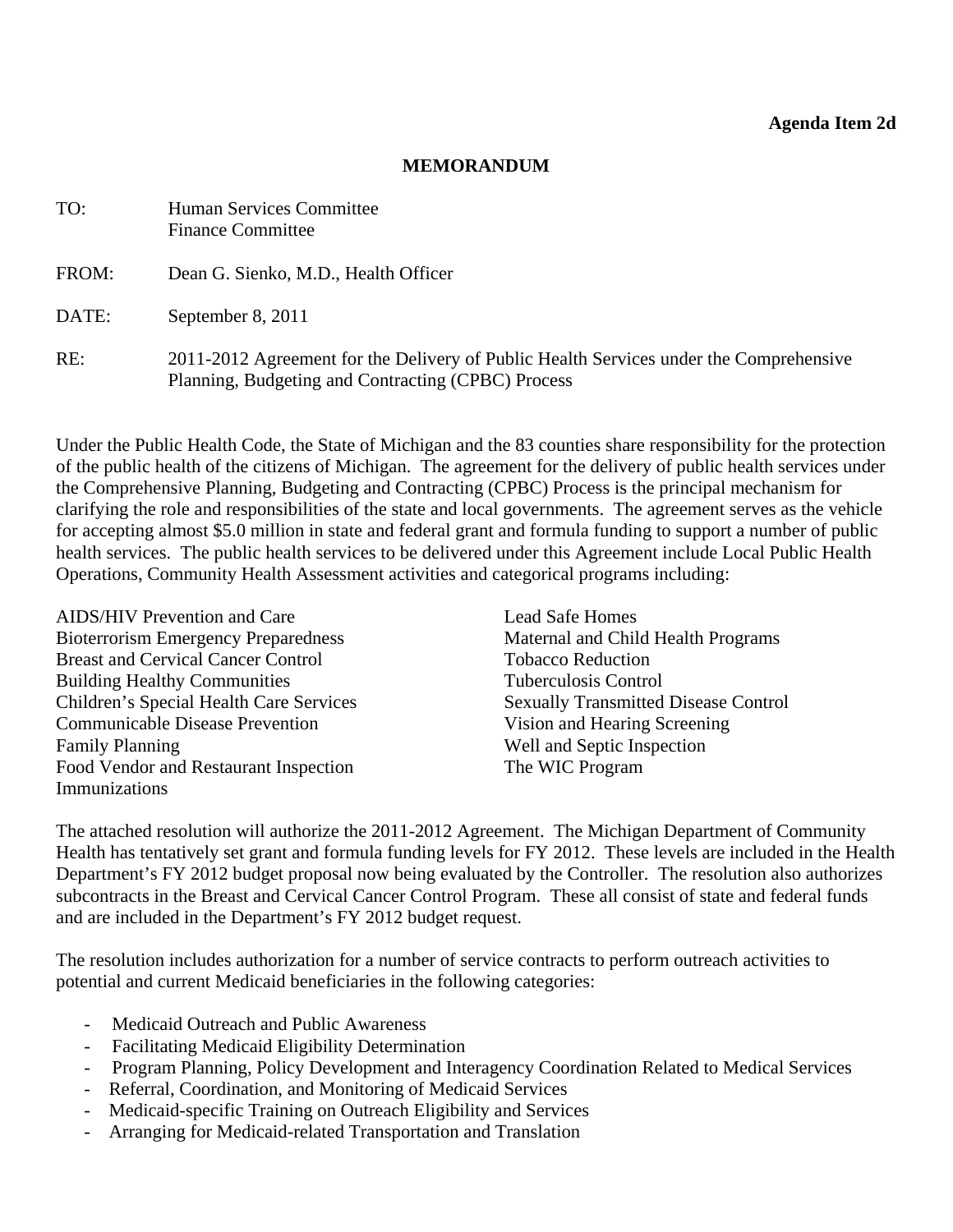**Agenda Item 2d**

# MEMORANDUM

TO: Human Services Committee
Finance Committee

FROM: Dean G. Sienko, M.D., Health Officer

DATE: September 8, 2011

RE: 2011-2012 Agreement for the Delivery of Public Health Services under the Comprehensive Planning, Budgeting and Contracting (CPBC) Process

Under the Public Health Code, the State of Michigan and the 83 counties share responsibility for the protection of the public health of the citizens of Michigan. The agreement for the delivery of public health services under the Comprehensive Planning, Budgeting and Contracting (CPBC) Process is the principal mechanism for clarifying the role and responsibilities of the state and local governments. The agreement serves as the vehicle for accepting almost $5.0 million in state and federal grant and formula funding to support a number of public health services. The public health services to be delivered under this Agreement include Local Public Health Operations, Community Health Assessment activities and categorical programs including:

AIDS/HIV Prevention and Care
Bioterrorism Emergency Preparedness
Breast and Cervical Cancer Control
Building Healthy Communities
Children's Special Health Care Services
Communicable Disease Prevention
Family Planning
Food Vendor and Restaurant Inspection
Immunizations
Lead Safe Homes
Maternal and Child Health Programs
Tobacco Reduction
Tuberculosis Control
Sexually Transmitted Disease Control
Vision and Hearing Screening
Well and Septic Inspection
The WIC Program

The attached resolution will authorize the 2011-2012 Agreement. The Michigan Department of Community Health has tentatively set grant and formula funding levels for FY 2012. These levels are included in the Health Department's FY 2012 budget proposal now being evaluated by the Controller. The resolution also authorizes subcontracts in the Breast and Cervical Cancer Control Program. These all consist of state and federal funds and are included in the Department's FY 2012 budget request.

The resolution includes authorization for a number of service contracts to perform outreach activities to potential and current Medicaid beneficiaries in the following categories:

- Medicaid Outreach and Public Awareness
- Facilitating Medicaid Eligibility Determination
- Program Planning, Policy Development and Interagency Coordination Related to Medical Services
- Referral, Coordination, and Monitoring of Medicaid Services
- Medicaid-specific Training on Outreach Eligibility and Services
- Arranging for Medicaid-related Transportation and Translation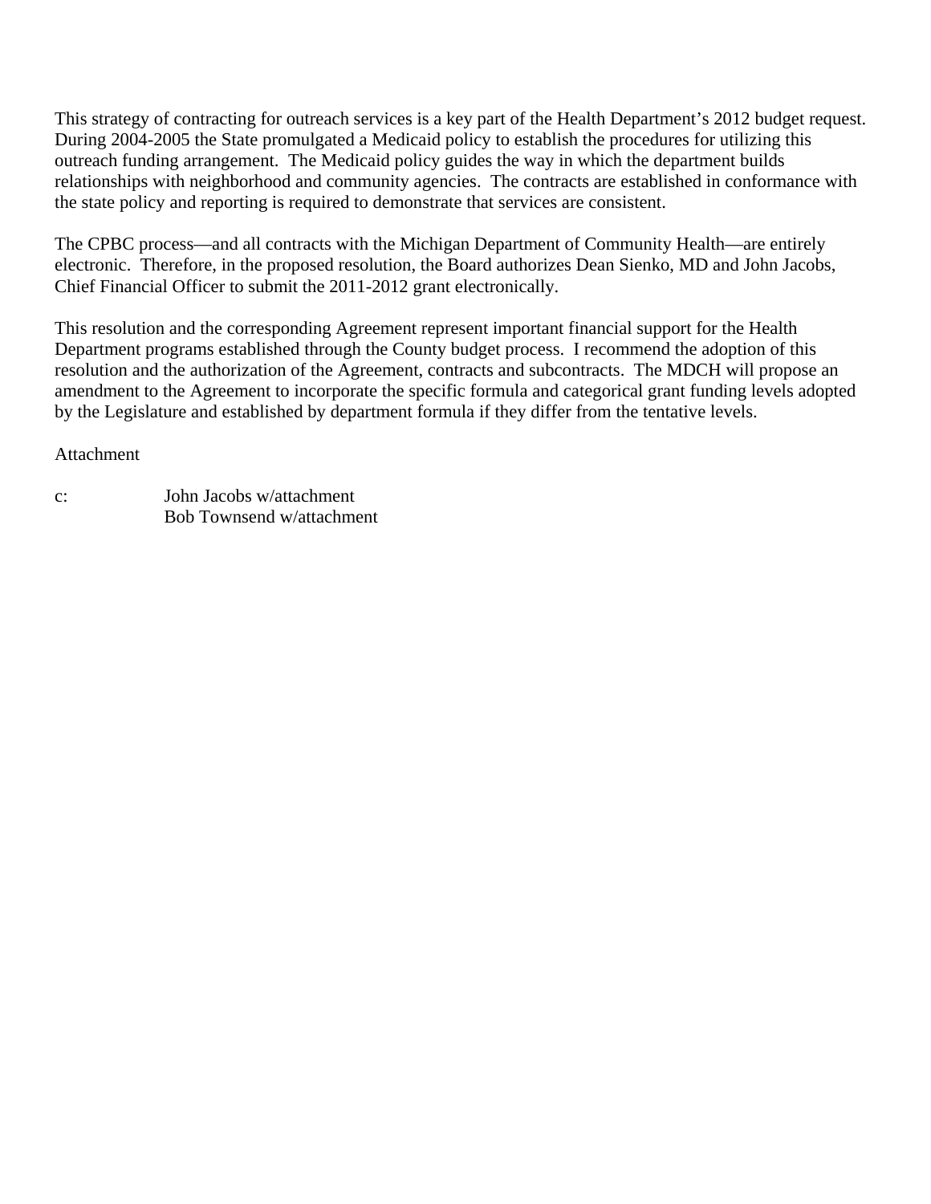This strategy of contracting for outreach services is a key part of the Health Department's 2012 budget request. During 2004-2005 the State promulgated a Medicaid policy to establish the procedures for utilizing this outreach funding arrangement. The Medicaid policy guides the way in which the department builds relationships with neighborhood and community agencies. The contracts are established in conformance with the state policy and reporting is required to demonstrate that services are consistent.

The CPBC process—and all contracts with the Michigan Department of Community Health—are entirely electronic. Therefore, in the proposed resolution, the Board authorizes Dean Sienko, MD and John Jacobs, Chief Financial Officer to submit the 2011-2012 grant electronically.

This resolution and the corresponding Agreement represent important financial support for the Health Department programs established through the County budget process. I recommend the adoption of this resolution and the authorization of the Agreement, contracts and subcontracts. The MDCH will propose an amendment to the Agreement to incorporate the specific formula and categorical grant funding levels adopted by the Legislature and established by department formula if they differ from the tentative levels.

Attachment

c: John Jacobs w/attachment
Bob Townsend w/attachment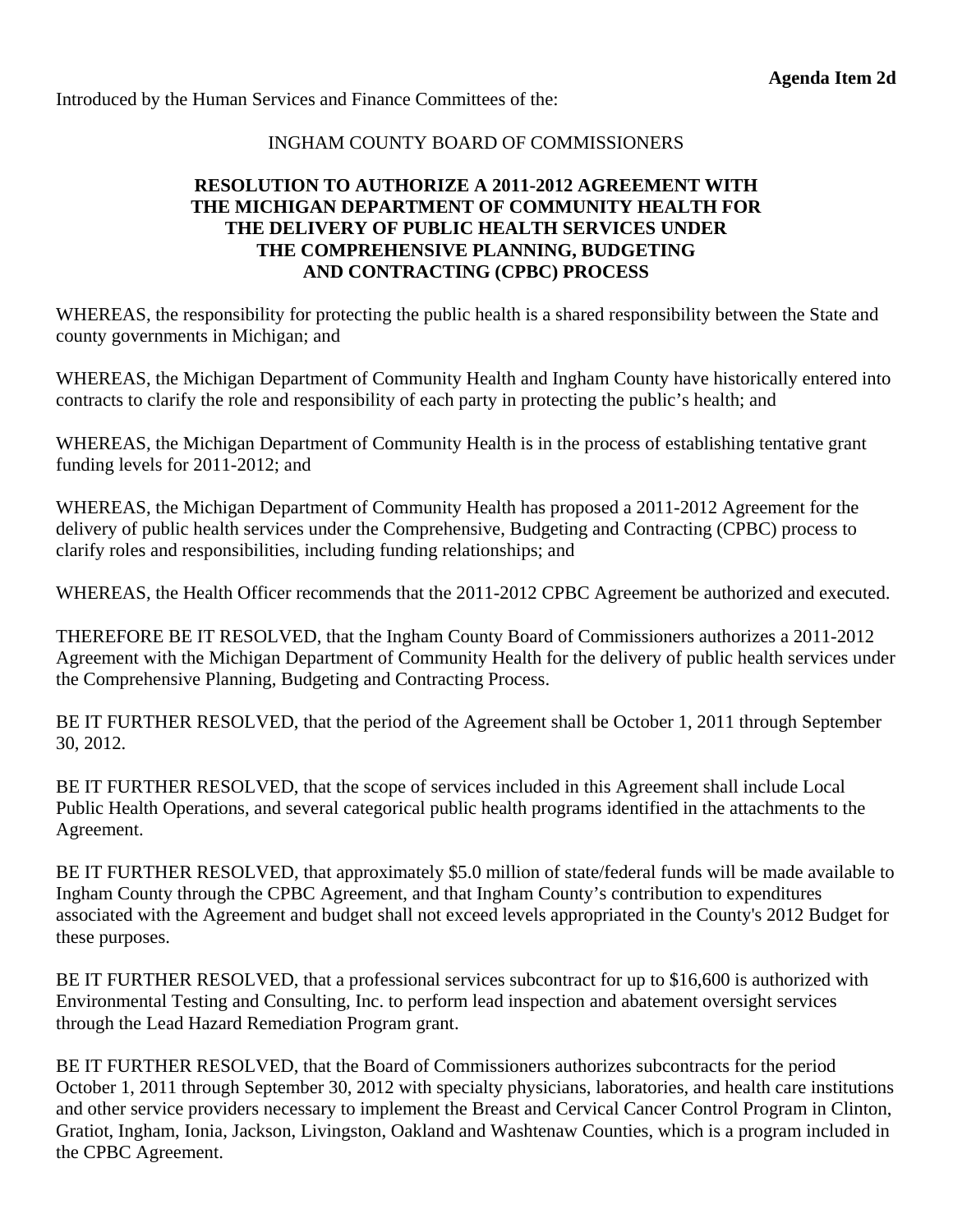**Agenda Item 2d**

Introduced by the Human Services and Finance Committees of the:

INGHAM COUNTY BOARD OF COMMISSIONERS

**RESOLUTION TO AUTHORIZE A 2011-2012 AGREEMENT WITH THE MICHIGAN DEPARTMENT OF COMMUNITY HEALTH FOR THE DELIVERY OF PUBLIC HEALTH SERVICES UNDER THE COMPREHENSIVE PLANNING, BUDGETING AND CONTRACTING (CPBC) PROCESS**

WHEREAS, the responsibility for protecting the public health is a shared responsibility between the State and county governments in Michigan; and

WHEREAS, the Michigan Department of Community Health and Ingham County have historically entered into contracts to clarify the role and responsibility of each party in protecting the public's health; and

WHEREAS, the Michigan Department of Community Health is in the process of establishing tentative grant funding levels for 2011-2012; and

WHEREAS, the Michigan Department of Community Health has proposed a 2011-2012 Agreement for the delivery of public health services under the Comprehensive, Budgeting and Contracting (CPBC) process to clarify roles and responsibilities, including funding relationships; and

WHEREAS, the Health Officer recommends that the 2011-2012 CPBC Agreement be authorized and executed.

THEREFORE BE IT RESOLVED, that the Ingham County Board of Commissioners authorizes a 2011-2012 Agreement with the Michigan Department of Community Health for the delivery of public health services under the Comprehensive Planning, Budgeting and Contracting Process.

BE IT FURTHER RESOLVED, that the period of the Agreement shall be October 1, 2011 through September 30, 2012.

BE IT FURTHER RESOLVED, that the scope of services included in this Agreement shall include Local Public Health Operations, and several categorical public health programs identified in the attachments to the Agreement.

BE IT FURTHER RESOLVED, that approximately $5.0 million of state/federal funds will be made available to Ingham County through the CPBC Agreement, and that Ingham County's contribution to expenditures associated with the Agreement and budget shall not exceed levels appropriated in the County's 2012 Budget for these purposes.

BE IT FURTHER RESOLVED, that a professional services subcontract for up to $16,600 is authorized with Environmental Testing and Consulting, Inc. to perform lead inspection and abatement oversight services through the Lead Hazard Remediation Program grant.

BE IT FURTHER RESOLVED, that the Board of Commissioners authorizes subcontracts for the period October 1, 2011 through September 30, 2012 with specialty physicians, laboratories, and health care institutions and other service providers necessary to implement the Breast and Cervical Cancer Control Program in Clinton, Gratiot, Ingham, Ionia, Jackson, Livingston, Oakland and Washtenaw Counties, which is a program included in the CPBC Agreement.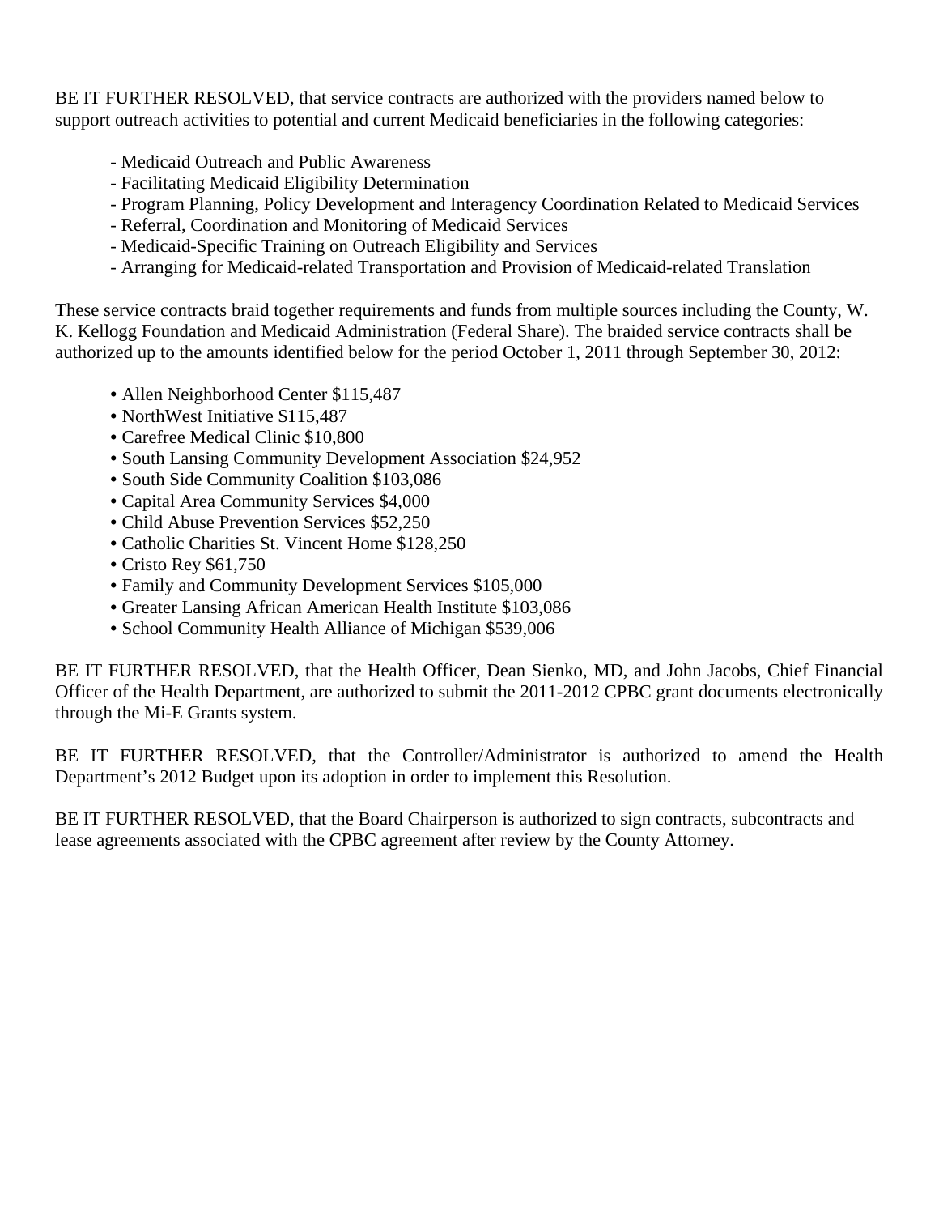BE IT FURTHER RESOLVED, that service contracts are authorized with the providers named below to support outreach activities to potential and current Medicaid beneficiaries in the following categories:

- Medicaid Outreach and Public Awareness
- Facilitating Medicaid Eligibility Determination
- Program Planning, Policy Development and Interagency Coordination Related to Medicaid Services
- Referral, Coordination and Monitoring of Medicaid Services
- Medicaid-Specific Training on Outreach Eligibility and Services
- Arranging for Medicaid-related Transportation and Provision of Medicaid-related Translation

These service contracts braid together requirements and funds from multiple sources including the County, W. K. Kellogg Foundation and Medicaid Administration (Federal Share). The braided service contracts shall be authorized up to the amounts identified below for the period October 1, 2011 through September 30, 2012:

- Allen Neighborhood Center $115,487
- NorthWest Initiative $115,487
- Carefree Medical Clinic $10,800
- South Lansing Community Development Association $24,952
- South Side Community Coalition $103,086
- Capital Area Community Services $4,000
- Child Abuse Prevention Services $52,250
- Catholic Charities St. Vincent Home $128,250
- Cristo Rey $61,750
- Family and Community Development Services $105,000
- Greater Lansing African American Health Institute $103,086
- School Community Health Alliance of Michigan $539,006

BE IT FURTHER RESOLVED, that the Health Officer, Dean Sienko, MD, and John Jacobs, Chief Financial Officer of the Health Department, are authorized to submit the 2011-2012 CPBC grant documents electronically through the Mi-E Grants system.

BE IT FURTHER RESOLVED, that the Controller/Administrator is authorized to amend the Health Department's 2012 Budget upon its adoption in order to implement this Resolution.

BE IT FURTHER RESOLVED, that the Board Chairperson is authorized to sign contracts, subcontracts and lease agreements associated with the CPBC agreement after review by the County Attorney.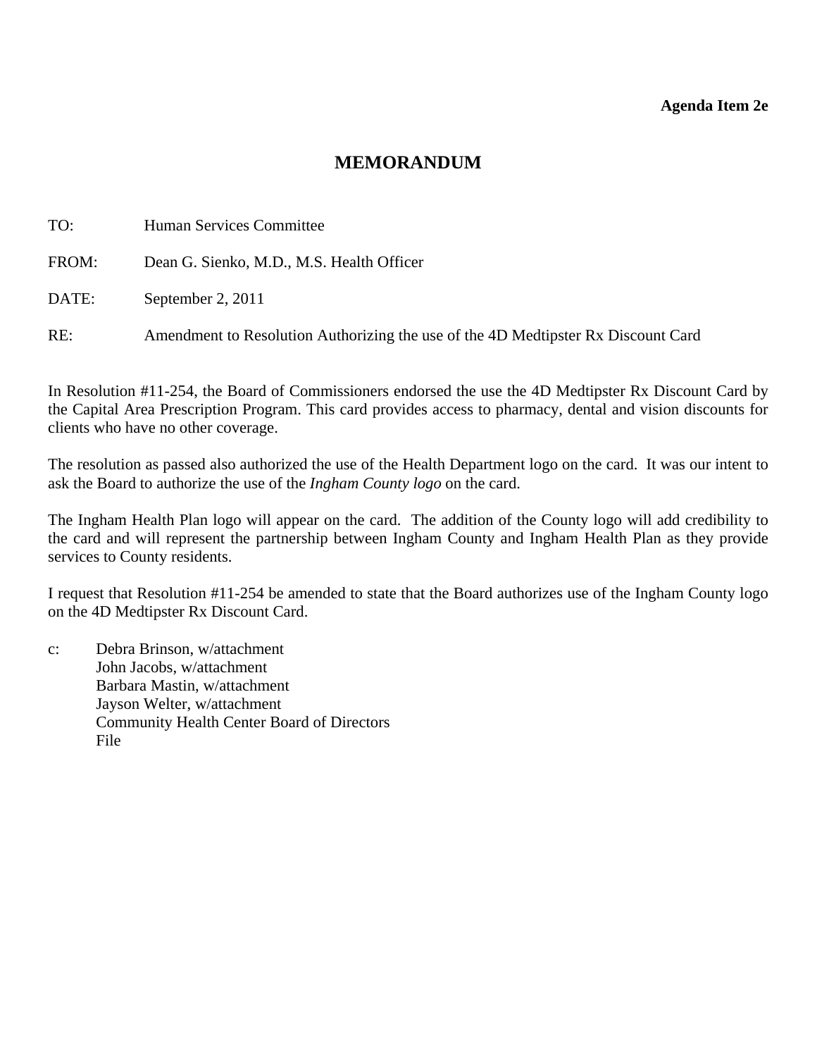**Agenda Item 2e**

# MEMORANDUM

TO: Human Services Committee

FROM: Dean G. Sienko, M.D., M.S. Health Officer

DATE: September 2, 2011

RE: Amendment to Resolution Authorizing the use of the 4D Medtipster Rx Discount Card

In Resolution #11-254, the Board of Commissioners endorsed the use the 4D Medtipster Rx Discount Card by the Capital Area Prescription Program. This card provides access to pharmacy, dental and vision discounts for clients who have no other coverage.

The resolution as passed also authorized the use of the Health Department logo on the card. It was our intent to ask the Board to authorize the use of the *Ingham County logo* on the card.

The Ingham Health Plan logo will appear on the card. The addition of the County logo will add credibility to the card and will represent the partnership between Ingham County and Ingham Health Plan as they provide services to County residents.

I request that Resolution #11-254 be amended to state that the Board authorizes use of the Ingham County logo on the 4D Medtipster Rx Discount Card.

c: Debra Brinson, w/attachment
John Jacobs, w/attachment
Barbara Mastin, w/attachment
Jayson Welter, w/attachment
Community Health Center Board of Directors
File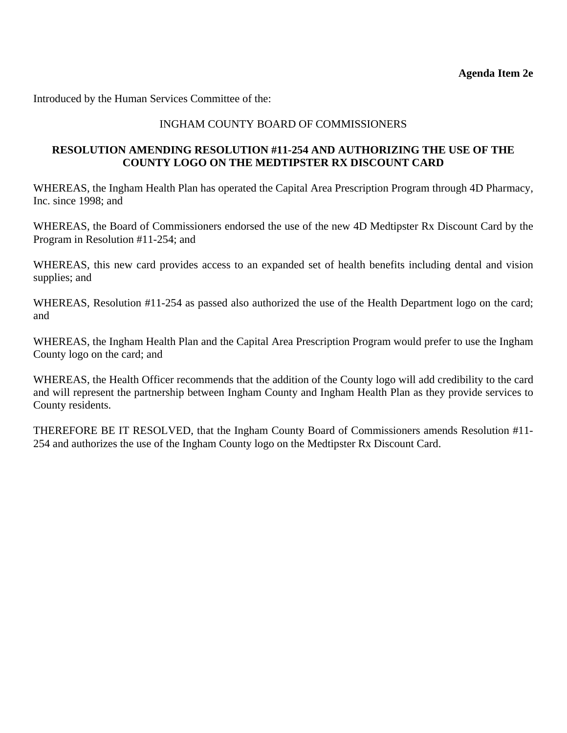**Agenda Item 2e**

Introduced by the Human Services Committee of the:

INGHAM COUNTY BOARD OF COMMISSIONERS

**RESOLUTION AMENDING RESOLUTION #11-254 AND AUTHORIZING THE USE OF THE COUNTY LOGO ON THE MEDTIPSTER RX DISCOUNT CARD**

WHEREAS, the Ingham Health Plan has operated the Capital Area Prescription Program through 4D Pharmacy, Inc. since 1998; and

WHEREAS, the Board of Commissioners endorsed the use of the new 4D Medtipster Rx Discount Card by the Program in Resolution #11-254; and

WHEREAS, this new card provides access to an expanded set of health benefits including dental and vision supplies; and

WHEREAS, Resolution #11-254 as passed also authorized the use of the Health Department logo on the card; and

WHEREAS, the Ingham Health Plan and the Capital Area Prescription Program would prefer to use the Ingham County logo on the card; and

WHEREAS, the Health Officer recommends that the addition of the County logo will add credibility to the card and will represent the partnership between Ingham County and Ingham Health Plan as they provide services to County residents.

THEREFORE BE IT RESOLVED, that the Ingham County Board of Commissioners amends Resolution #11-254 and authorizes the use of the Ingham County logo on the Medtipster Rx Discount Card.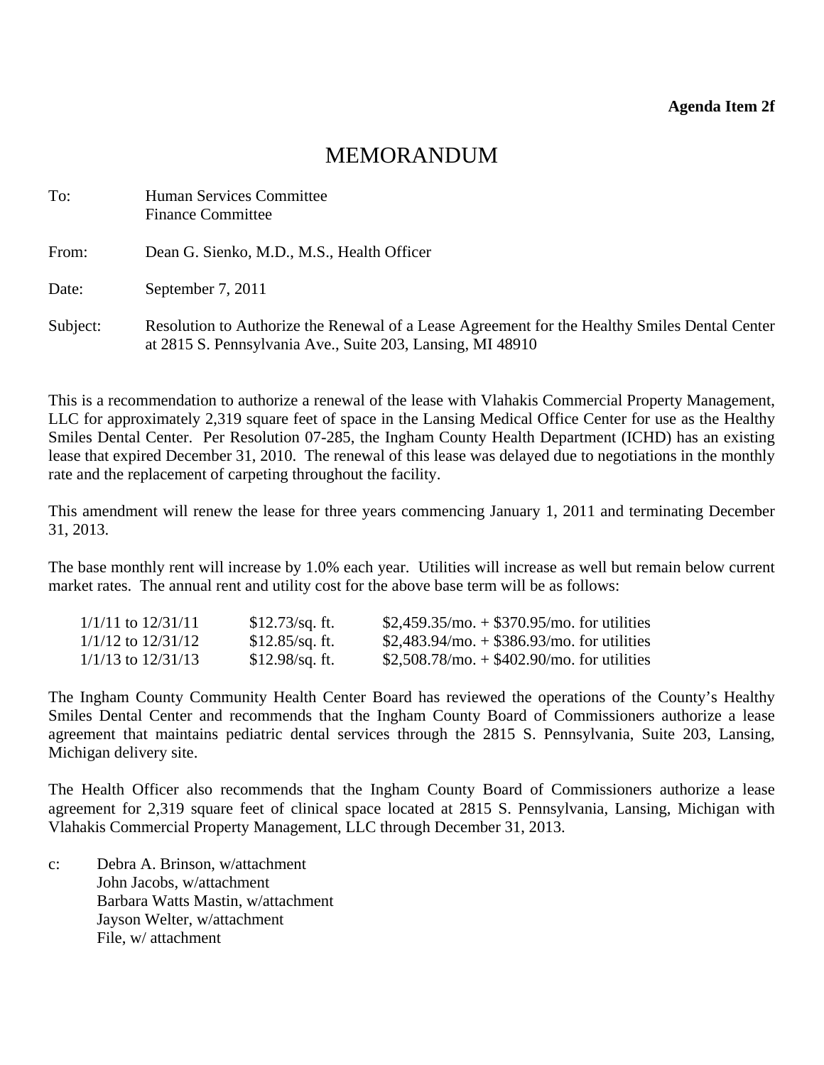**Agenda Item 2f**

# MEMORANDUM

To: Human Services Committee
Finance Committee

From: Dean G. Sienko, M.D., M.S., Health Officer

Date: September 7, 2011

Subject: Resolution to Authorize the Renewal of a Lease Agreement for the Healthy Smiles Dental Center at 2815 S. Pennsylvania Ave., Suite 203, Lansing, MI 48910

This is a recommendation to authorize a renewal of the lease with Vlahakis Commercial Property Management, LLC for approximately 2,319 square feet of space in the Lansing Medical Office Center for use as the Healthy Smiles Dental Center. Per Resolution 07-285, the Ingham County Health Department (ICHD) has an existing lease that expired December 31, 2010. The renewal of this lease was delayed due to negotiations in the monthly rate and the replacement of carpeting throughout the facility.

This amendment will renew the lease for three years commencing January 1, 2011 and terminating December 31, 2013.

The base monthly rent will increase by 1.0% each year. Utilities will increase as well but remain below current market rates. The annual rent and utility cost for the above base term will be as follows:

| | | |
|---|---|---|
| 1/1/11 to 12/31/11 | $12.73/sq. ft. | $2,459.35/mo. + $370.95/mo. for utilities |
| 1/1/12 to 12/31/12 | $12.85/sq. ft. | $2,483.94/mo. + $386.93/mo. for utilities |
| 1/1/13 to 12/31/13 | $12.98/sq. ft. | $2,508.78/mo. + $402.90/mo. for utilities |

The Ingham County Community Health Center Board has reviewed the operations of the County's Healthy Smiles Dental Center and recommends that the Ingham County Board of Commissioners authorize a lease agreement that maintains pediatric dental services through the 2815 S. Pennsylvania, Suite 203, Lansing, Michigan delivery site.

The Health Officer also recommends that the Ingham County Board of Commissioners authorize a lease agreement for 2,319 square feet of clinical space located at 2815 S. Pennsylvania, Lansing, Michigan with Vlahakis Commercial Property Management, LLC through December 31, 2013.

c: Debra A. Brinson, w/attachment
John Jacobs, w/attachment
Barbara Watts Mastin, w/attachment
Jayson Welter, w/attachment
File, w/ attachment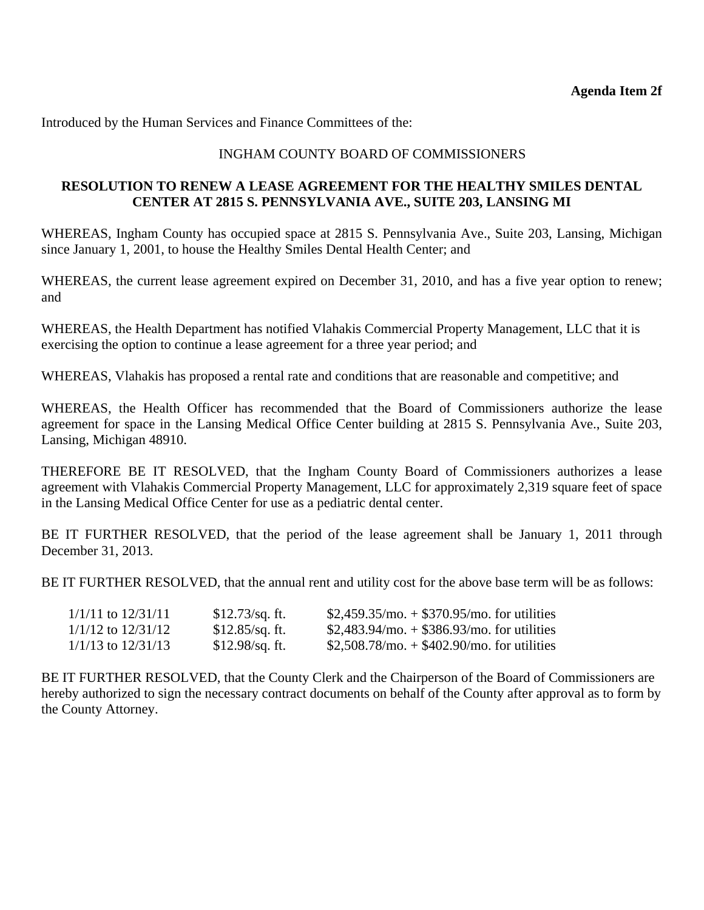**Agenda Item 2f**

Introduced by the Human Services and Finance Committees of the:

INGHAM COUNTY BOARD OF COMMISSIONERS

**RESOLUTION TO RENEW A LEASE AGREEMENT FOR THE HEALTHY SMILES DENTAL CENTER AT 2815 S. PENNSYLVANIA AVE., SUITE 203, LANSING MI**

WHEREAS, Ingham County has occupied space at 2815 S. Pennsylvania Ave., Suite 203, Lansing, Michigan since January 1, 2001, to house the Healthy Smiles Dental Health Center; and

WHEREAS, the current lease agreement expired on December 31, 2010, and has a five year option to renew; and

WHEREAS, the Health Department has notified Vlahakis Commercial Property Management, LLC that it is exercising the option to continue a lease agreement for a three year period; and

WHEREAS, Vlahakis has proposed a rental rate and conditions that are reasonable and competitive; and

WHEREAS, the Health Officer has recommended that the Board of Commissioners authorize the lease agreement for space in the Lansing Medical Office Center building at 2815 S. Pennsylvania Ave., Suite 203, Lansing, Michigan 48910.

THEREFORE BE IT RESOLVED, that the Ingham County Board of Commissioners authorizes a lease agreement with Vlahakis Commercial Property Management, LLC for approximately 2,319 square feet of space in the Lansing Medical Office Center for use as a pediatric dental center.

BE IT FURTHER RESOLVED, that the period of the lease agreement shall be January 1, 2011 through December 31, 2013.

BE IT FURTHER RESOLVED, that the annual rent and utility cost for the above base term will be as follows:

| | | |
|---|---|---|
| 1/1/11 to 12/31/11 | $12.73/sq. ft. | $2,459.35/mo. + $370.95/mo. for utilities |
| 1/1/12 to 12/31/12 | $12.85/sq. ft. | $2,483.94/mo. + $386.93/mo. for utilities |
| 1/1/13 to 12/31/13 | $12.98/sq. ft. | $2,508.78/mo. + $402.90/mo. for utilities |

BE IT FURTHER RESOLVED, that the County Clerk and the Chairperson of the Board of Commissioners are hereby authorized to sign the necessary contract documents on behalf of the County after approval as to form by the County Attorney.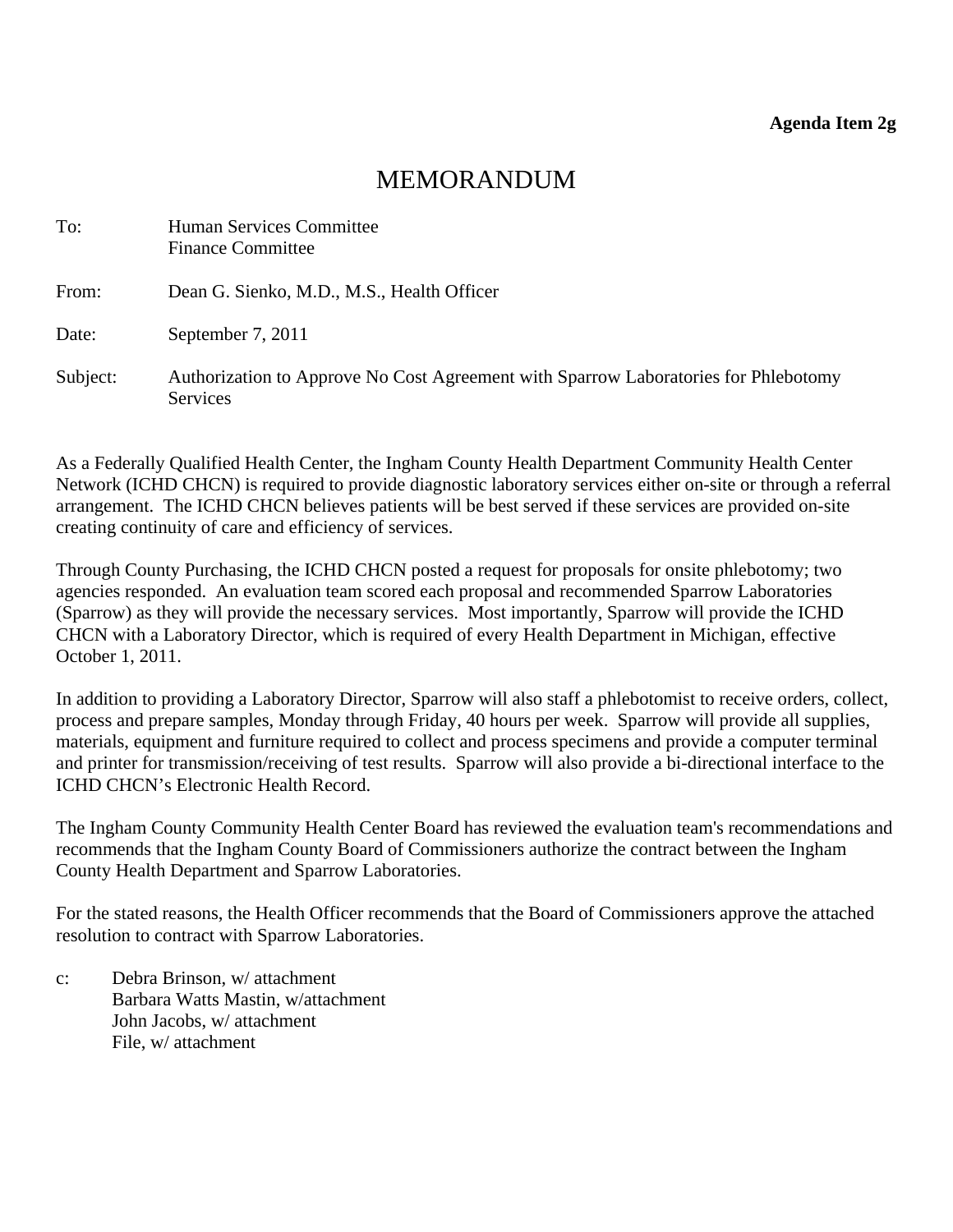**Agenda Item 2g**

# MEMORANDUM

To: Human Services Committee
Finance Committee

From: Dean G. Sienko, M.D., M.S., Health Officer

Date: September 7, 2011

Subject: Authorization to Approve No Cost Agreement with Sparrow Laboratories for Phlebotomy Services

As a Federally Qualified Health Center, the Ingham County Health Department Community Health Center Network (ICHD CHCN) is required to provide diagnostic laboratory services either on-site or through a referral arrangement. The ICHD CHCN believes patients will be best served if these services are provided on-site creating continuity of care and efficiency of services.

Through County Purchasing, the ICHD CHCN posted a request for proposals for onsite phlebotomy; two agencies responded. An evaluation team scored each proposal and recommended Sparrow Laboratories (Sparrow) as they will provide the necessary services. Most importantly, Sparrow will provide the ICHD CHCN with a Laboratory Director, which is required of every Health Department in Michigan, effective October 1, 2011.

In addition to providing a Laboratory Director, Sparrow will also staff a phlebotomist to receive orders, collect, process and prepare samples, Monday through Friday, 40 hours per week. Sparrow will provide all supplies, materials, equipment and furniture required to collect and process specimens and provide a computer terminal and printer for transmission/receiving of test results. Sparrow will also provide a bi-directional interface to the ICHD CHCN's Electronic Health Record.

The Ingham County Community Health Center Board has reviewed the evaluation team's recommendations and recommends that the Ingham County Board of Commissioners authorize the contract between the Ingham County Health Department and Sparrow Laboratories.

For the stated reasons, the Health Officer recommends that the Board of Commissioners approve the attached resolution to contract with Sparrow Laboratories.

c: Debra Brinson, w/ attachment
Barbara Watts Mastin, w/attachment
John Jacobs, w/ attachment
File, w/ attachment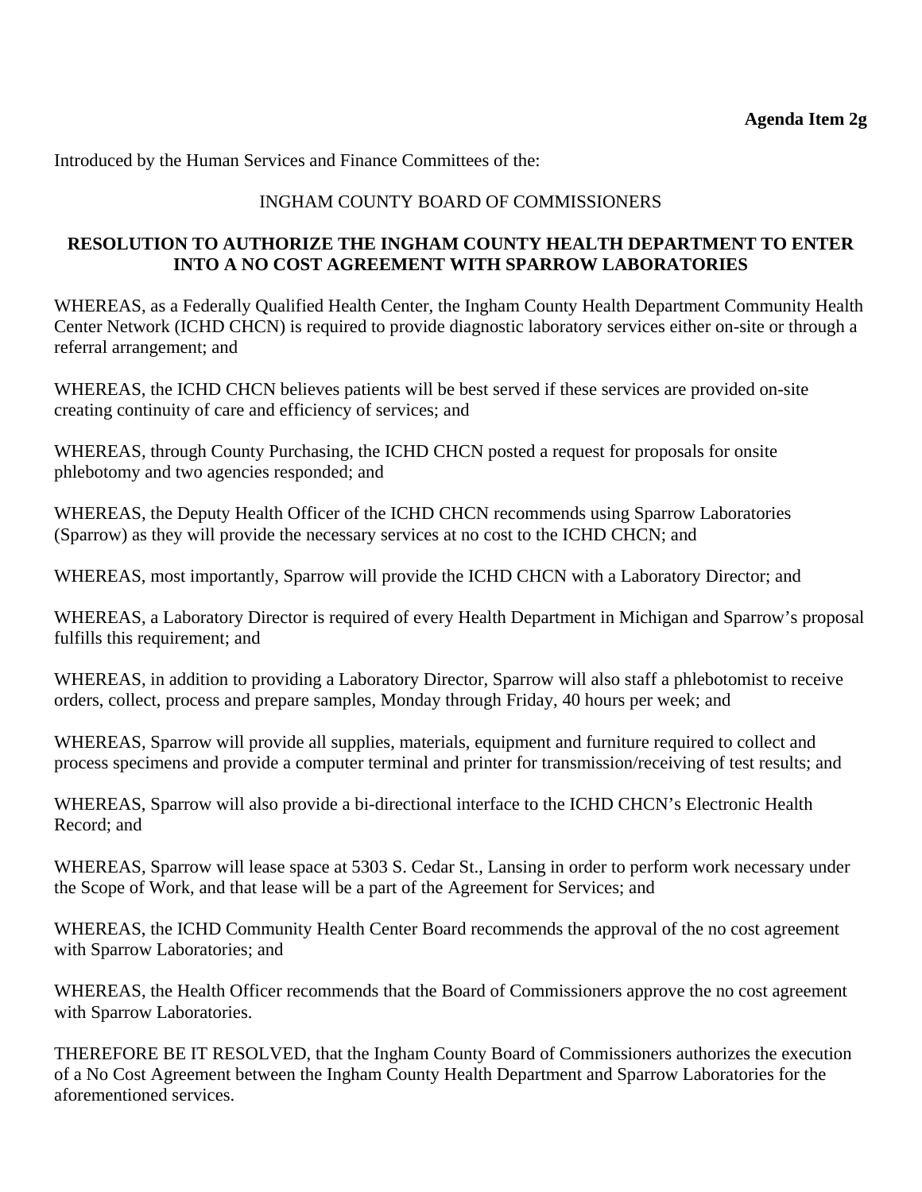**Agenda Item 2g**

Introduced by the Human Services and Finance Committees of the:

INGHAM COUNTY BOARD OF COMMISSIONERS

**RESOLUTION TO AUTHORIZE THE INGHAM COUNTY HEALTH DEPARTMENT TO ENTER INTO A NO COST AGREEMENT WITH SPARROW LABORATORIES**

WHEREAS, as a Federally Qualified Health Center, the Ingham County Health Department Community Health Center Network (ICHD CHCN) is required to provide diagnostic laboratory services either on-site or through a referral arrangement; and

WHEREAS, the ICHD CHCN believes patients will be best served if these services are provided on-site creating continuity of care and efficiency of services; and

WHEREAS, through County Purchasing, the ICHD CHCN posted a request for proposals for onsite phlebotomy and two agencies responded; and

WHEREAS, the Deputy Health Officer of the ICHD CHCN recommends using Sparrow Laboratories (Sparrow) as they will provide the necessary services at no cost to the ICHD CHCN; and

WHEREAS, most importantly, Sparrow will provide the ICHD CHCN with a Laboratory Director; and

WHEREAS, a Laboratory Director is required of every Health Department in Michigan and Sparrow's proposal fulfills this requirement; and

WHEREAS, in addition to providing a Laboratory Director, Sparrow will also staff a phlebotomist to receive orders, collect, process and prepare samples, Monday through Friday, 40 hours per week; and

WHEREAS, Sparrow will provide all supplies, materials, equipment and furniture required to collect and process specimens and provide a computer terminal and printer for transmission/receiving of test results; and

WHEREAS, Sparrow will also provide a bi-directional interface to the ICHD CHCN's Electronic Health Record; and

WHEREAS, Sparrow will lease space at 5303 S. Cedar St., Lansing in order to perform work necessary under the Scope of Work, and that lease will be a part of the Agreement for Services; and

WHEREAS, the ICHD Community Health Center Board recommends the approval of the no cost agreement with Sparrow Laboratories; and

WHEREAS, the Health Officer recommends that the Board of Commissioners approve the no cost agreement with Sparrow Laboratories.

THEREFORE BE IT RESOLVED, that the Ingham County Board of Commissioners authorizes the execution of a No Cost Agreement between the Ingham County Health Department and Sparrow Laboratories for the aforementioned services.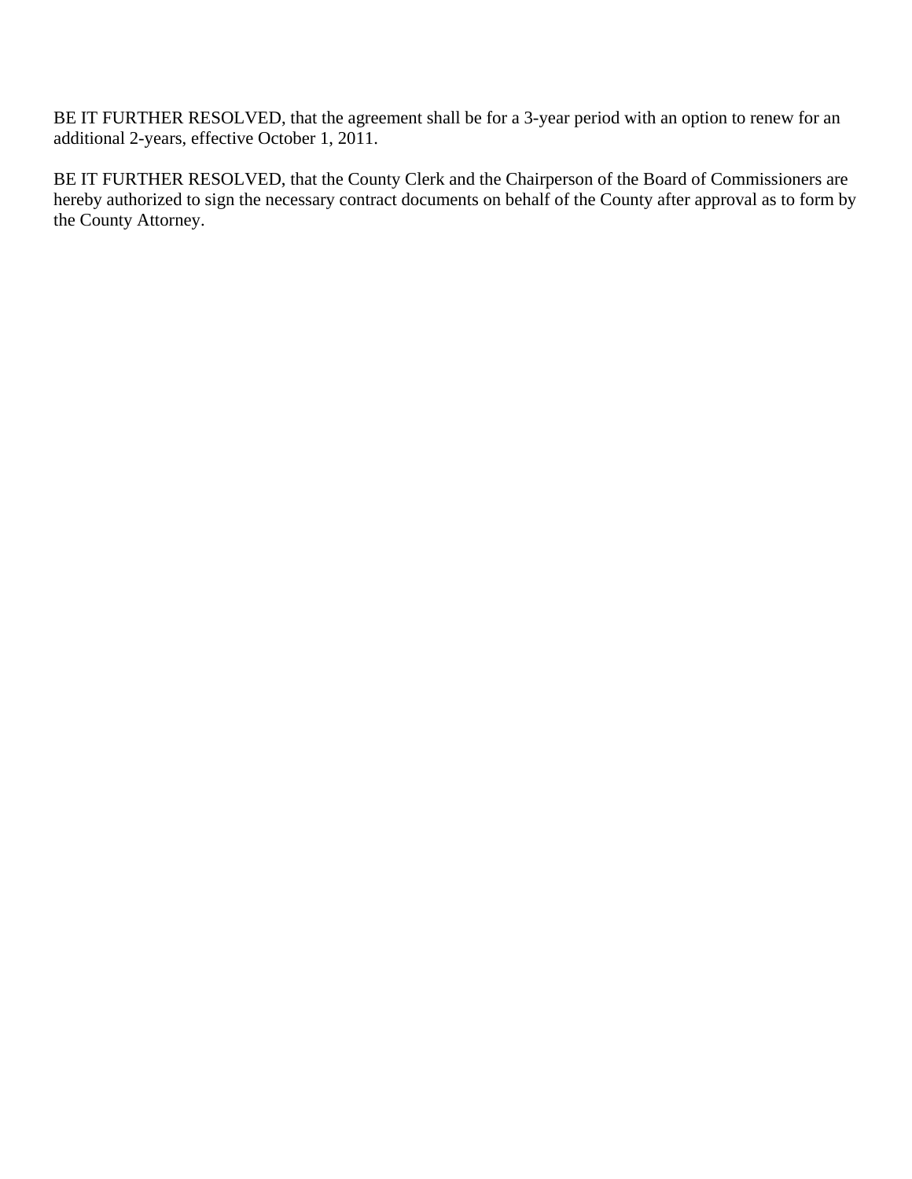BE IT FURTHER RESOLVED, that the agreement shall be for a 3-year period with an option to renew for an additional 2-years, effective October 1, 2011.

BE IT FURTHER RESOLVED, that the County Clerk and the Chairperson of the Board of Commissioners are hereby authorized to sign the necessary contract documents on behalf of the County after approval as to form by the County Attorney.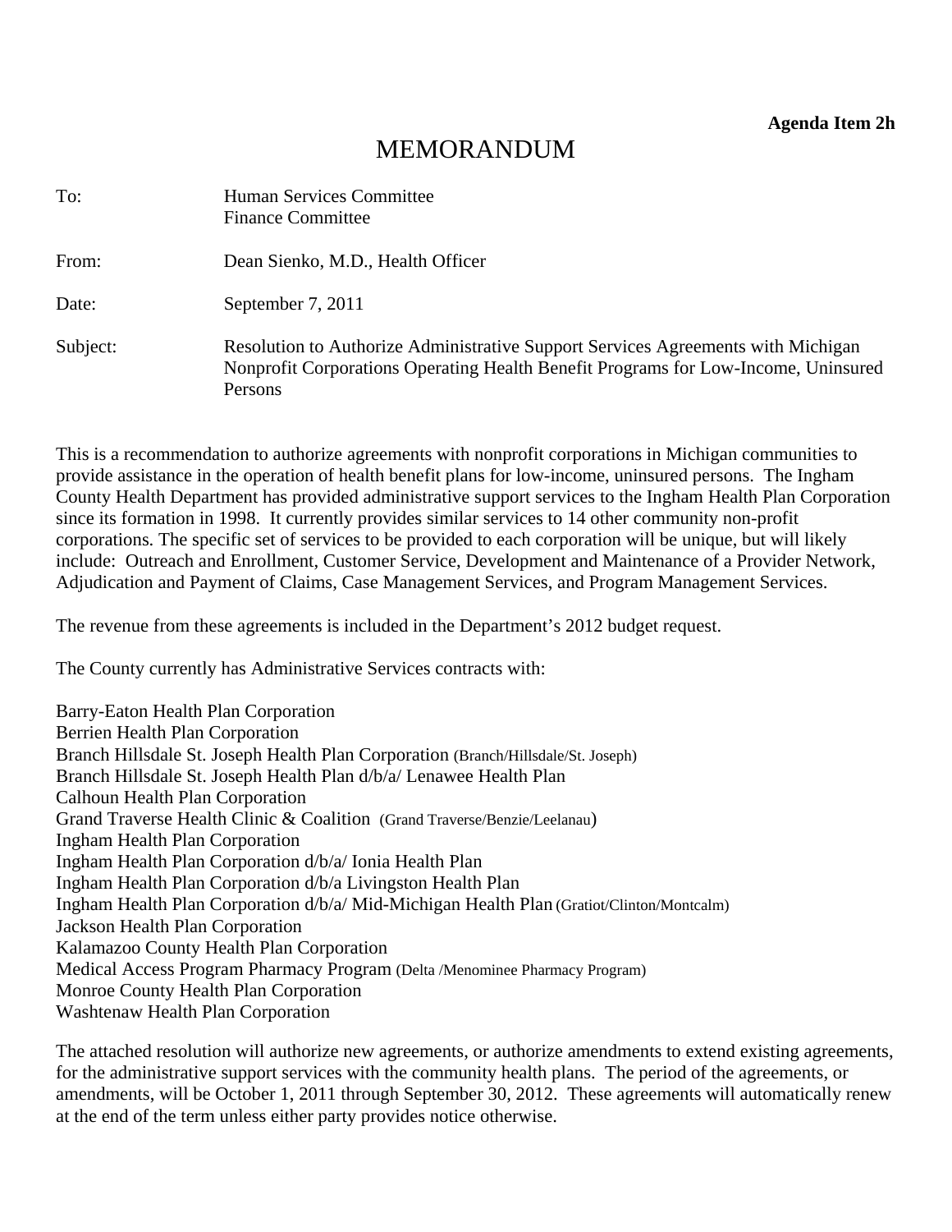**Agenda Item 2h**

# MEMORANDUM

To: Human Services Committee
Finance Committee

From: Dean Sienko, M.D., Health Officer

Date: September 7, 2011

Subject: Resolution to Authorize Administrative Support Services Agreements with Michigan Nonprofit Corporations Operating Health Benefit Programs for Low-Income, Uninsured Persons

This is a recommendation to authorize agreements with nonprofit corporations in Michigan communities to provide assistance in the operation of health benefit plans for low-income, uninsured persons. The Ingham County Health Department has provided administrative support services to the Ingham Health Plan Corporation since its formation in 1998. It currently provides similar services to 14 other community non-profit corporations. The specific set of services to be provided to each corporation will be unique, but will likely include: Outreach and Enrollment, Customer Service, Development and Maintenance of a Provider Network, Adjudication and Payment of Claims, Case Management Services, and Program Management Services.

The revenue from these agreements is included in the Department's 2012 budget request.

The County currently has Administrative Services contracts with:

Barry-Eaton Health Plan Corporation
Berrien Health Plan Corporation
Branch Hillsdale St. Joseph Health Plan Corporation (Branch/Hillsdale/St. Joseph)
Branch Hillsdale St. Joseph Health Plan d/b/a/ Lenawee Health Plan
Calhoun Health Plan Corporation
Grand Traverse Health Clinic & Coalition (Grand Traverse/Benzie/Leelanau)
Ingham Health Plan Corporation
Ingham Health Plan Corporation d/b/a/ Ionia Health Plan
Ingham Health Plan Corporation d/b/a Livingston Health Plan
Ingham Health Plan Corporation d/b/a/ Mid-Michigan Health Plan (Gratiot/Clinton/Montcalm)
Jackson Health Plan Corporation
Kalamazoo County Health Plan Corporation
Medical Access Program Pharmacy Program (Delta /Menominee Pharmacy Program)
Monroe County Health Plan Corporation
Washtenaw Health Plan Corporation

The attached resolution will authorize new agreements, or authorize amendments to extend existing agreements, for the administrative support services with the community health plans. The period of the agreements, or amendments, will be October 1, 2011 through September 30, 2012. These agreements will automatically renew at the end of the term unless either party provides notice otherwise.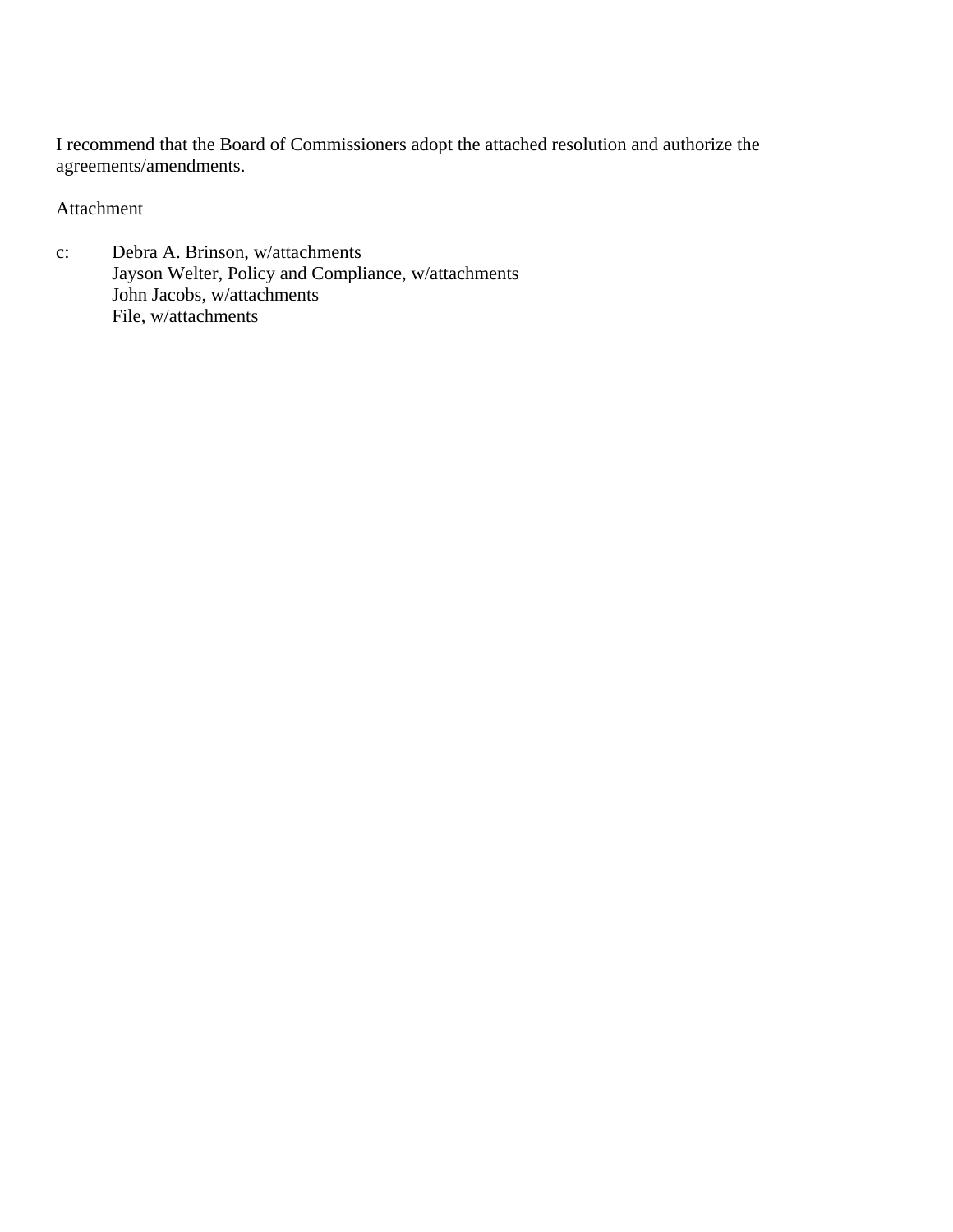I recommend that the Board of Commissioners adopt the attached resolution and authorize the agreements/amendments.

Attachment

c: Debra A. Brinson, w/attachments
   Jayson Welter, Policy and Compliance, w/attachments
   John Jacobs, w/attachments
   File, w/attachments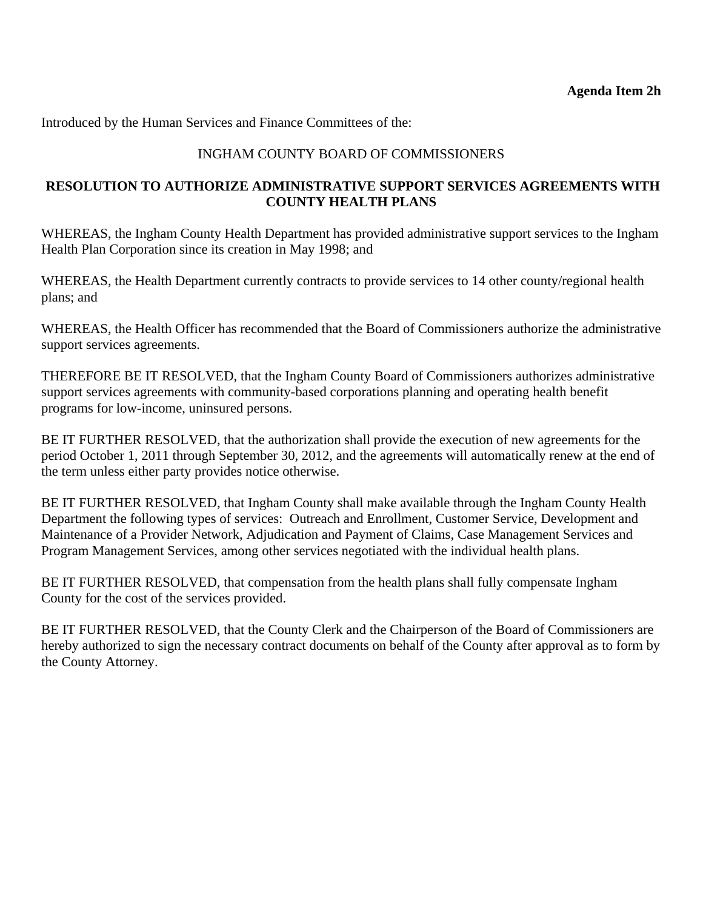**Agenda Item 2h**

Introduced by the Human Services and Finance Committees of the:

INGHAM COUNTY BOARD OF COMMISSIONERS

**RESOLUTION TO AUTHORIZE ADMINISTRATIVE SUPPORT SERVICES AGREEMENTS WITH COUNTY HEALTH PLANS**

WHEREAS, the Ingham County Health Department has provided administrative support services to the Ingham Health Plan Corporation since its creation in May 1998; and

WHEREAS, the Health Department currently contracts to provide services to 14 other county/regional health plans; and

WHEREAS, the Health Officer has recommended that the Board of Commissioners authorize the administrative support services agreements.

THEREFORE BE IT RESOLVED, that the Ingham County Board of Commissioners authorizes administrative support services agreements with community-based corporations planning and operating health benefit programs for low-income, uninsured persons.

BE IT FURTHER RESOLVED, that the authorization shall provide the execution of new agreements for the period October 1, 2011 through September 30, 2012, and the agreements will automatically renew at the end of the term unless either party provides notice otherwise.

BE IT FURTHER RESOLVED, that Ingham County shall make available through the Ingham County Health Department the following types of services: Outreach and Enrollment, Customer Service, Development and Maintenance of a Provider Network, Adjudication and Payment of Claims, Case Management Services and Program Management Services, among other services negotiated with the individual health plans.

BE IT FURTHER RESOLVED, that compensation from the health plans shall fully compensate Ingham County for the cost of the services provided.

BE IT FURTHER RESOLVED, that the County Clerk and the Chairperson of the Board of Commissioners are hereby authorized to sign the necessary contract documents on behalf of the County after approval as to form by the County Attorney.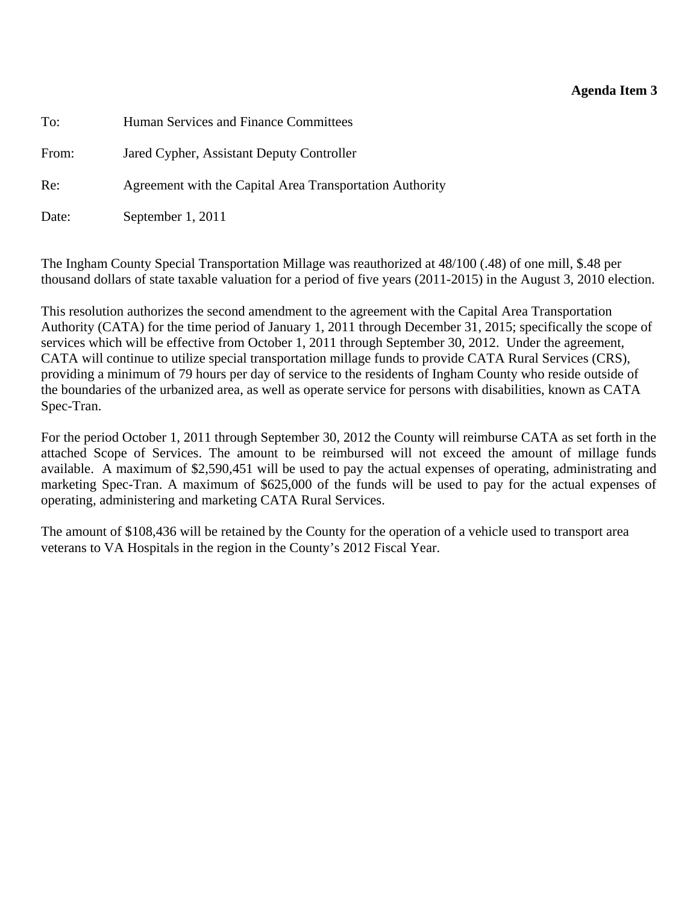**Agenda Item 3**

To: Human Services and Finance Committees

From: Jared Cypher, Assistant Deputy Controller

Re: Agreement with the Capital Area Transportation Authority

Date: September 1, 2011

The Ingham County Special Transportation Millage was reauthorized at 48/100 (.48) of one mill, $.48 per thousand dollars of state taxable valuation for a period of five years (2011-2015) in the August 3, 2010 election.

This resolution authorizes the second amendment to the agreement with the Capital Area Transportation Authority (CATA) for the time period of January 1, 2011 through December 31, 2015; specifically the scope of services which will be effective from October 1, 2011 through September 30, 2012. Under the agreement, CATA will continue to utilize special transportation millage funds to provide CATA Rural Services (CRS), providing a minimum of 79 hours per day of service to the residents of Ingham County who reside outside of the boundaries of the urbanized area, as well as operate service for persons with disabilities, known as CATA Spec-Tran.

For the period October 1, 2011 through September 30, 2012 the County will reimburse CATA as set forth in the attached Scope of Services. The amount to be reimbursed will not exceed the amount of millage funds available. A maximum of $2,590,451 will be used to pay the actual expenses of operating, administrating and marketing Spec-Tran. A maximum of $625,000 of the funds will be used to pay for the actual expenses of operating, administering and marketing CATA Rural Services.

The amount of $108,436 will be retained by the County for the operation of a vehicle used to transport area veterans to VA Hospitals in the region in the County's 2012 Fiscal Year.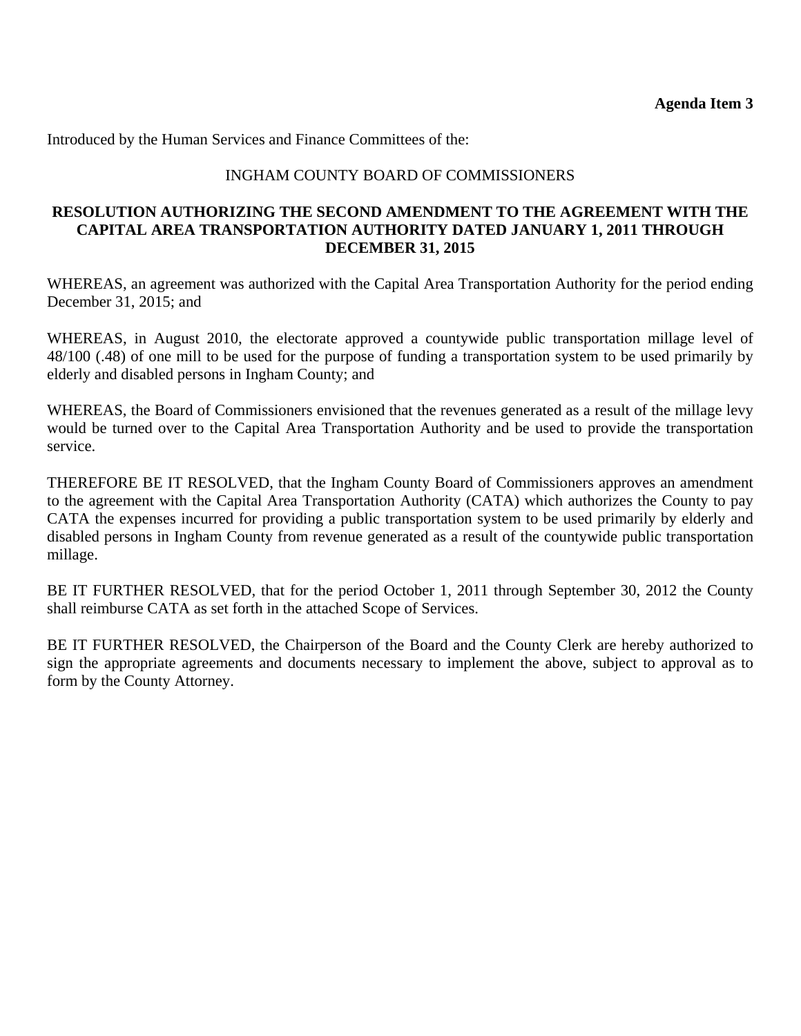**Agenda Item 3**

Introduced by the Human Services and Finance Committees of the:

INGHAM COUNTY BOARD OF COMMISSIONERS

**RESOLUTION AUTHORIZING THE SECOND AMENDMENT TO THE AGREEMENT WITH THE CAPITAL AREA TRANSPORTATION AUTHORITY DATED JANUARY 1, 2011 THROUGH DECEMBER 31, 2015**

WHEREAS, an agreement was authorized with the Capital Area Transportation Authority for the period ending December 31, 2015; and

WHEREAS, in August 2010, the electorate approved a countywide public transportation millage level of 48/100 (.48) of one mill to be used for the purpose of funding a transportation system to be used primarily by elderly and disabled persons in Ingham County; and

WHEREAS, the Board of Commissioners envisioned that the revenues generated as a result of the millage levy would be turned over to the Capital Area Transportation Authority and be used to provide the transportation service.

THEREFORE BE IT RESOLVED, that the Ingham County Board of Commissioners approves an amendment to the agreement with the Capital Area Transportation Authority (CATA) which authorizes the County to pay CATA the expenses incurred for providing a public transportation system to be used primarily by elderly and disabled persons in Ingham County from revenue generated as a result of the countywide public transportation millage.

BE IT FURTHER RESOLVED, that for the period October 1, 2011 through September 30, 2012 the County shall reimburse CATA as set forth in the attached Scope of Services.

BE IT FURTHER RESOLVED, the Chairperson of the Board and the County Clerk are hereby authorized to sign the appropriate agreements and documents necessary to implement the above, subject to approval as to form by the County Attorney.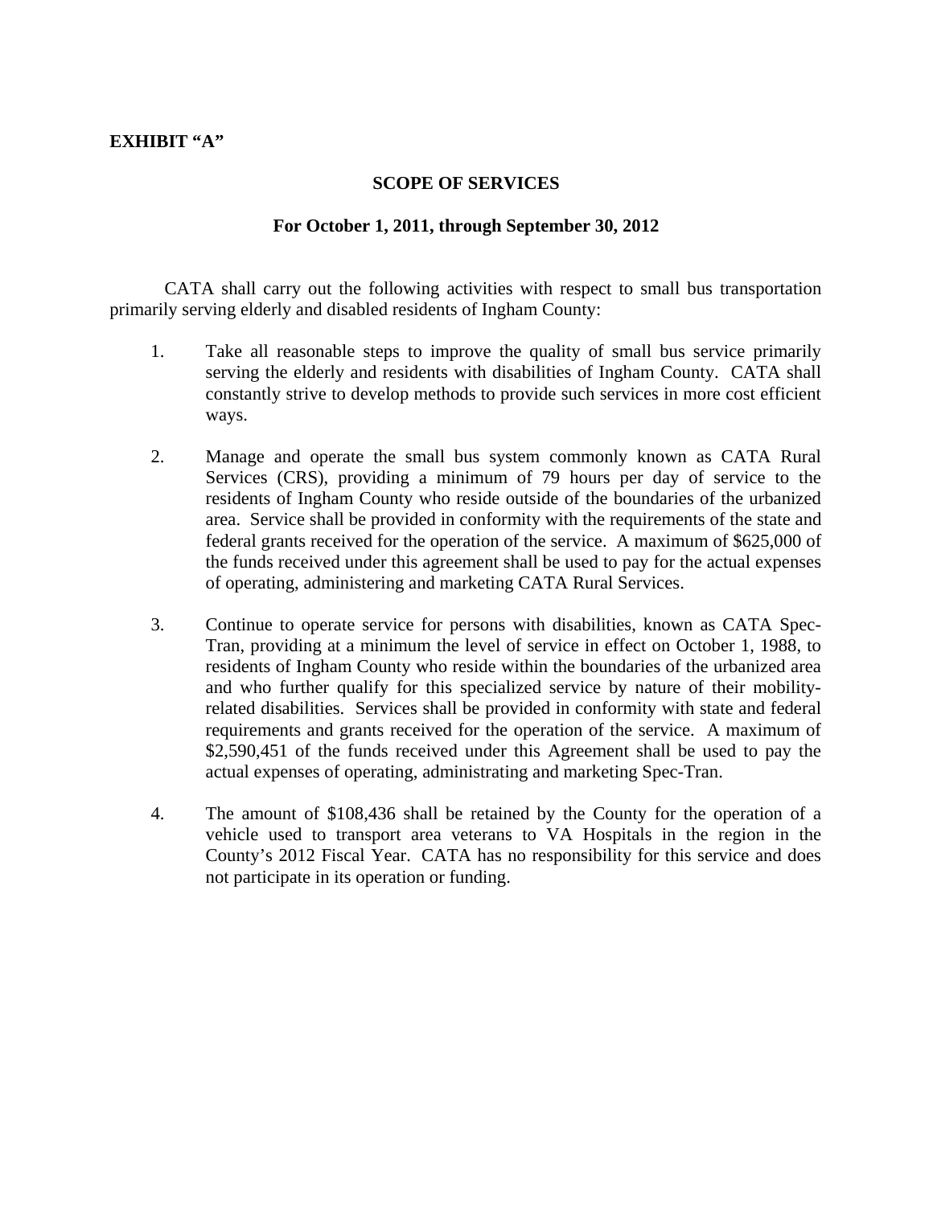**EXHIBIT "A"**

## SCOPE OF SERVICES

### For October 1, 2011, through September 30, 2012

CATA shall carry out the following activities with respect to small bus transportation primarily serving elderly and disabled residents of Ingham County:

1. Take all reasonable steps to improve the quality of small bus service primarily serving the elderly and residents with disabilities of Ingham County. CATA shall constantly strive to develop methods to provide such services in more cost efficient ways.

2. Manage and operate the small bus system commonly known as CATA Rural Services (CRS), providing a minimum of 79 hours per day of service to the residents of Ingham County who reside outside of the boundaries of the urbanized area. Service shall be provided in conformity with the requirements of the state and federal grants received for the operation of the service. A maximum of $625,000 of the funds received under this agreement shall be used to pay for the actual expenses of operating, administering and marketing CATA Rural Services.

3. Continue to operate service for persons with disabilities, known as CATA Spec-Tran, providing at a minimum the level of service in effect on October 1, 1988, to residents of Ingham County who reside within the boundaries of the urbanized area and who further qualify for this specialized service by nature of their mobility-related disabilities. Services shall be provided in conformity with state and federal requirements and grants received for the operation of the service. A maximum of $2,590,451 of the funds received under this Agreement shall be used to pay the actual expenses of operating, administrating and marketing Spec-Tran.

4. The amount of $108,436 shall be retained by the County for the operation of a vehicle used to transport area veterans to VA Hospitals in the region in the County's 2012 Fiscal Year. CATA has no responsibility for this service and does not participate in its operation or funding.